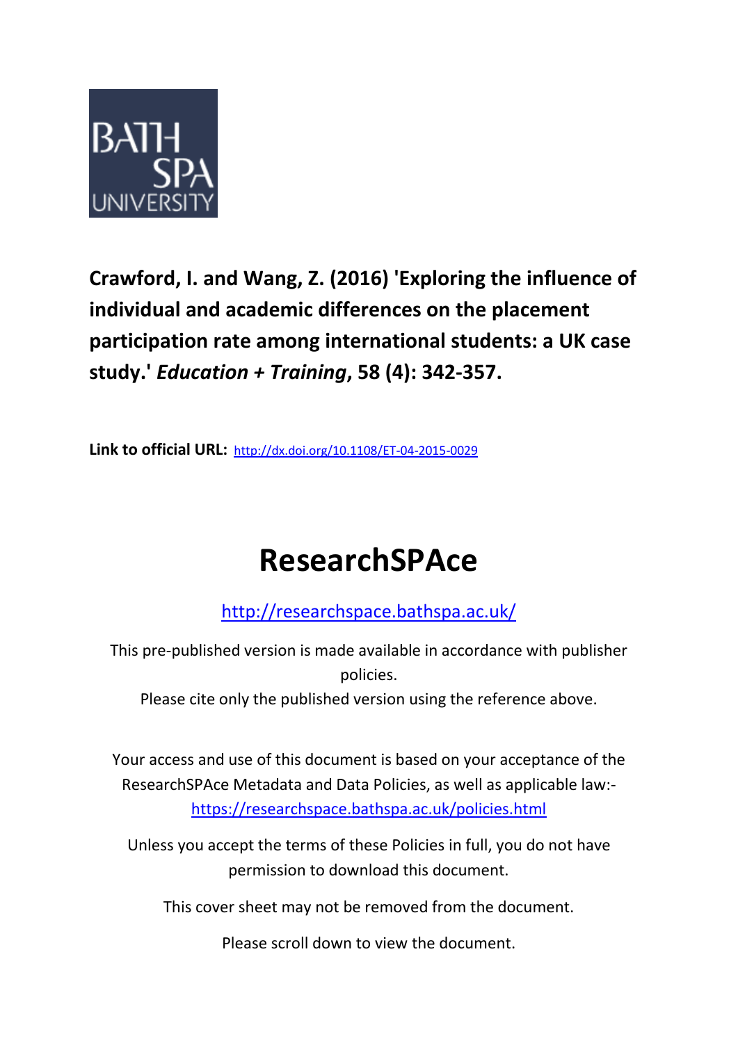**Crawford, I. and Wang, Z. (2016) 'Exploring the influence of individual and academic differences on the placement participation rate among international students: a UK case study.' *Education + Training*, 58 (4): 342-357.**

**Link to official URL:** http://dx.doi.org/10.1108/ET-04-2015-0029

# ResearchSPAce

http://researchspace.bathspa.ac.uk/

This pre-published version is made available in accordance with publisher policies.

Please cite only the published version using the reference above.

Your access and use of this document is based on your acceptance of the ResearchSPAce Metadata and Data Policies, as well as applicable law:-
https://researchspace.bathspa.ac.uk/policies.html

Unless you accept the terms of these Policies in full, you do not have permission to download this document.

This cover sheet may not be removed from the document.

Please scroll down to view the document.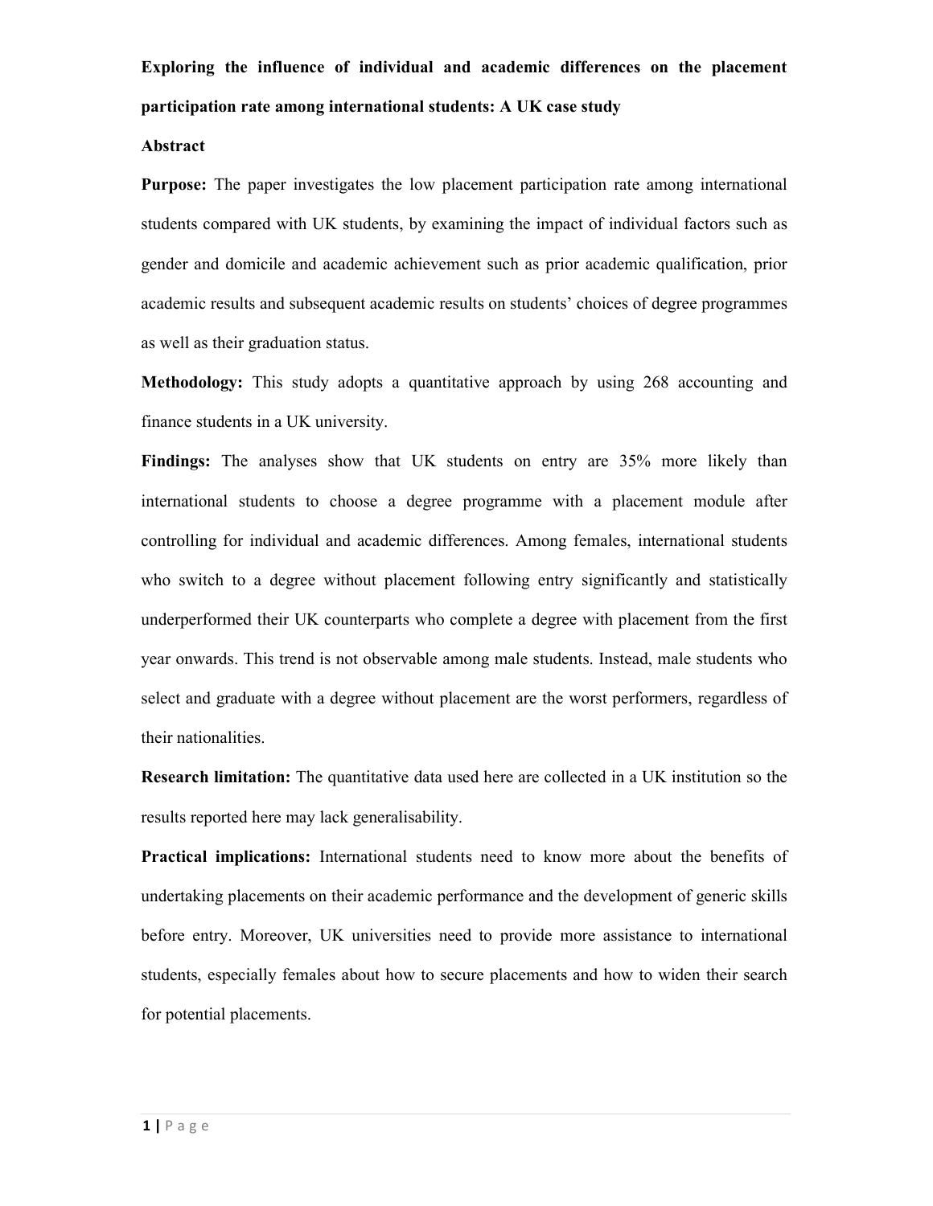**Exploring the influence of individual and academic differences on the placement participation rate among international students: A UK case study**

**Abstract**

**Purpose:** The paper investigates the low placement participation rate among international students compared with UK students, by examining the impact of individual factors such as gender and domicile and academic achievement such as prior academic qualification, prior academic results and subsequent academic results on students' choices of degree programmes as well as their graduation status.

**Methodology:** This study adopts a quantitative approach by using 268 accounting and finance students in a UK university.

**Findings:** The analyses show that UK students on entry are 35% more likely than international students to choose a degree programme with a placement module after controlling for individual and academic differences. Among females, international students who switch to a degree without placement following entry significantly and statistically underperformed their UK counterparts who complete a degree with placement from the first year onwards. This trend is not observable among male students. Instead, male students who select and graduate with a degree without placement are the worst performers, regardless of their nationalities.

**Research limitation:** The quantitative data used here are collected in a UK institution so the results reported here may lack generalisability.

**Practical implications:** International students need to know more about the benefits of undertaking placements on their academic performance and the development of generic skills before entry. Moreover, UK universities need to provide more assistance to international students, especially females about how to secure placements and how to widen their search for potential placements.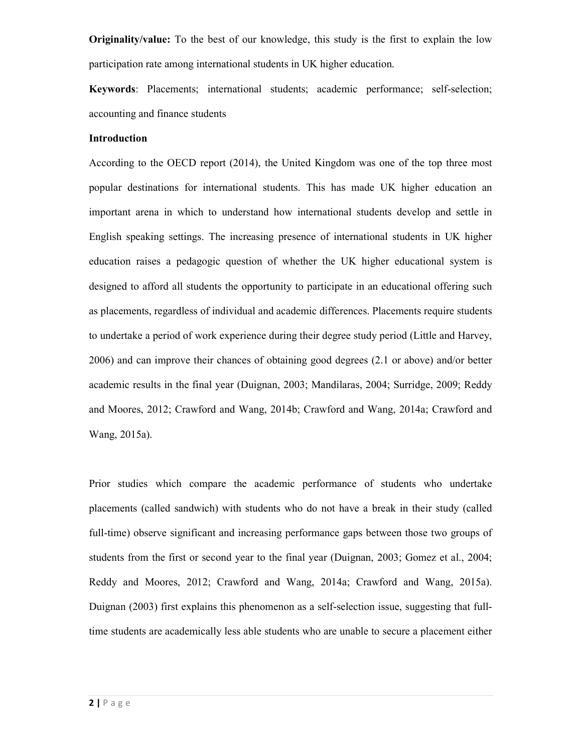**Originality/value:** To the best of our knowledge, this study is the first to explain the low participation rate among international students in UK higher education.

**Keywords**: Placements; international students; academic performance; self-selection; accounting and finance students

**Introduction**

According to the OECD report (2014), the United Kingdom was one of the top three most popular destinations for international students. This has made UK higher education an important arena in which to understand how international students develop and settle in English speaking settings. The increasing presence of international students in UK higher education raises a pedagogic question of whether the UK higher educational system is designed to afford all students the opportunity to participate in an educational offering such as placements, regardless of individual and academic differences. Placements require students to undertake a period of work experience during their degree study period (Little and Harvey, 2006) and can improve their chances of obtaining good degrees (2.1 or above) and/or better academic results in the final year (Duignan, 2003; Mandilaras, 2004; Surridge, 2009; Reddy and Moores, 2012; Crawford and Wang, 2014b; Crawford and Wang, 2014a; Crawford and Wang, 2015a).

Prior studies which compare the academic performance of students who undertake placements (called sandwich) with students who do not have a break in their study (called full-time) observe significant and increasing performance gaps between those two groups of students from the first or second year to the final year (Duignan, 2003; Gomez et al., 2004; Reddy and Moores, 2012; Crawford and Wang, 2014a; Crawford and Wang, 2015a). Duignan (2003) first explains this phenomenon as a self-selection issue, suggesting that full-time students are academically less able students who are unable to secure a placement either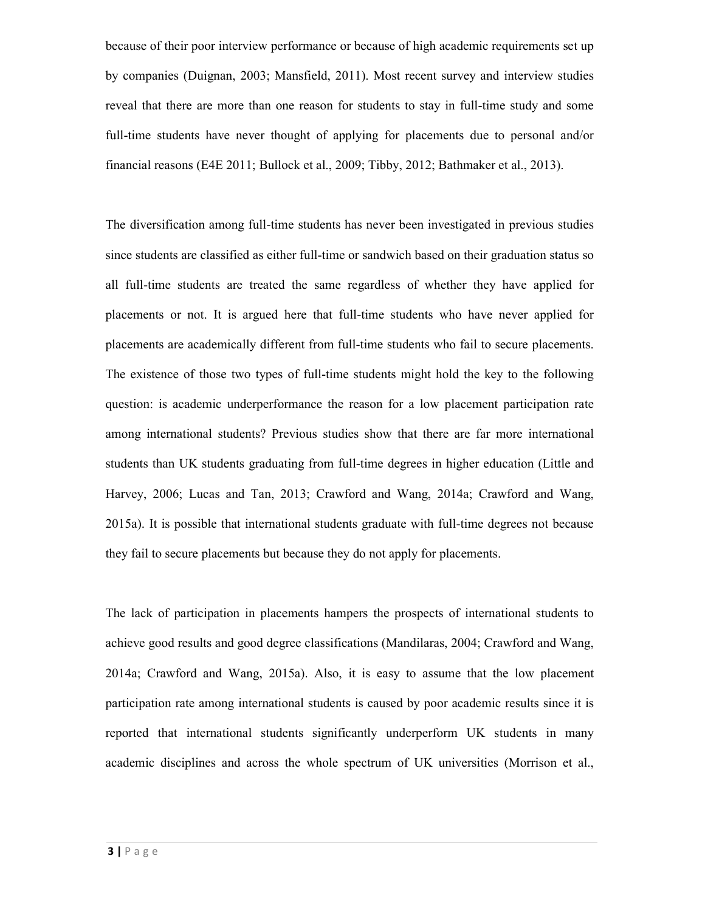because of their poor interview performance or because of high academic requirements set up by companies (Duignan, 2003; Mansfield, 2011). Most recent survey and interview studies reveal that there are more than one reason for students to stay in full-time study and some full-time students have never thought of applying for placements due to personal and/or financial reasons (E4E 2011; Bullock et al., 2009; Tibby, 2012; Bathmaker et al., 2013).

The diversification among full-time students has never been investigated in previous studies since students are classified as either full-time or sandwich based on their graduation status so all full-time students are treated the same regardless of whether they have applied for placements or not. It is argued here that full-time students who have never applied for placements are academically different from full-time students who fail to secure placements. The existence of those two types of full-time students might hold the key to the following question: is academic underperformance the reason for a low placement participation rate among international students? Previous studies show that there are far more international students than UK students graduating from full-time degrees in higher education (Little and Harvey, 2006; Lucas and Tan, 2013; Crawford and Wang, 2014a; Crawford and Wang, 2015a). It is possible that international students graduate with full-time degrees not because they fail to secure placements but because they do not apply for placements.

The lack of participation in placements hampers the prospects of international students to achieve good results and good degree classifications (Mandilaras, 2004; Crawford and Wang, 2014a; Crawford and Wang, 2015a). Also, it is easy to assume that the low placement participation rate among international students is caused by poor academic results since it is reported that international students significantly underperform UK students in many academic disciplines and across the whole spectrum of UK universities (Morrison et al.,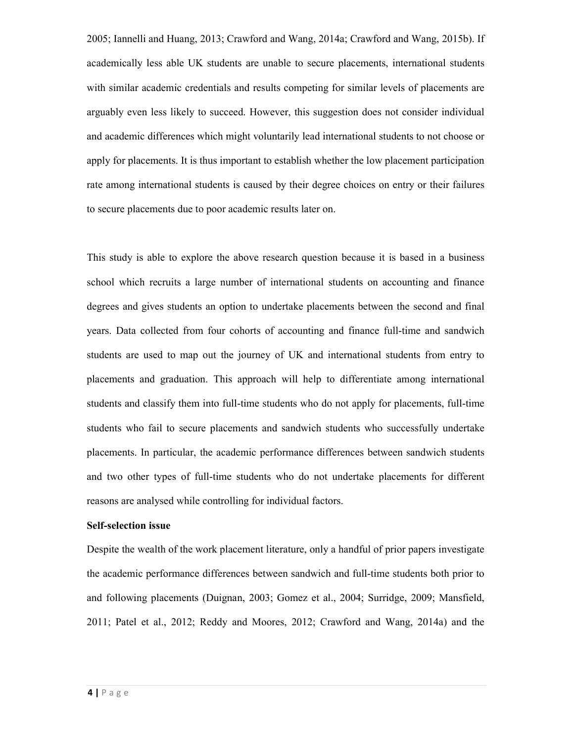2005; Iannelli and Huang, 2013; Crawford and Wang, 2014a; Crawford and Wang, 2015b). If academically less able UK students are unable to secure placements, international students with similar academic credentials and results competing for similar levels of placements are arguably even less likely to succeed. However, this suggestion does not consider individual and academic differences which might voluntarily lead international students to not choose or apply for placements. It is thus important to establish whether the low placement participation rate among international students is caused by their degree choices on entry or their failures to secure placements due to poor academic results later on.

This study is able to explore the above research question because it is based in a business school which recruits a large number of international students on accounting and finance degrees and gives students an option to undertake placements between the second and final years. Data collected from four cohorts of accounting and finance full-time and sandwich students are used to map out the journey of UK and international students from entry to placements and graduation. This approach will help to differentiate among international students and classify them into full-time students who do not apply for placements, full-time students who fail to secure placements and sandwich students who successfully undertake placements. In particular, the academic performance differences between sandwich students and two other types of full-time students who do not undertake placements for different reasons are analysed while controlling for individual factors.

**Self-selection issue**

Despite the wealth of the work placement literature, only a handful of prior papers investigate the academic performance differences between sandwich and full-time students both prior to and following placements (Duignan, 2003; Gomez et al., 2004; Surridge, 2009; Mansfield, 2011; Patel et al., 2012; Reddy and Moores, 2012; Crawford and Wang, 2014a) and the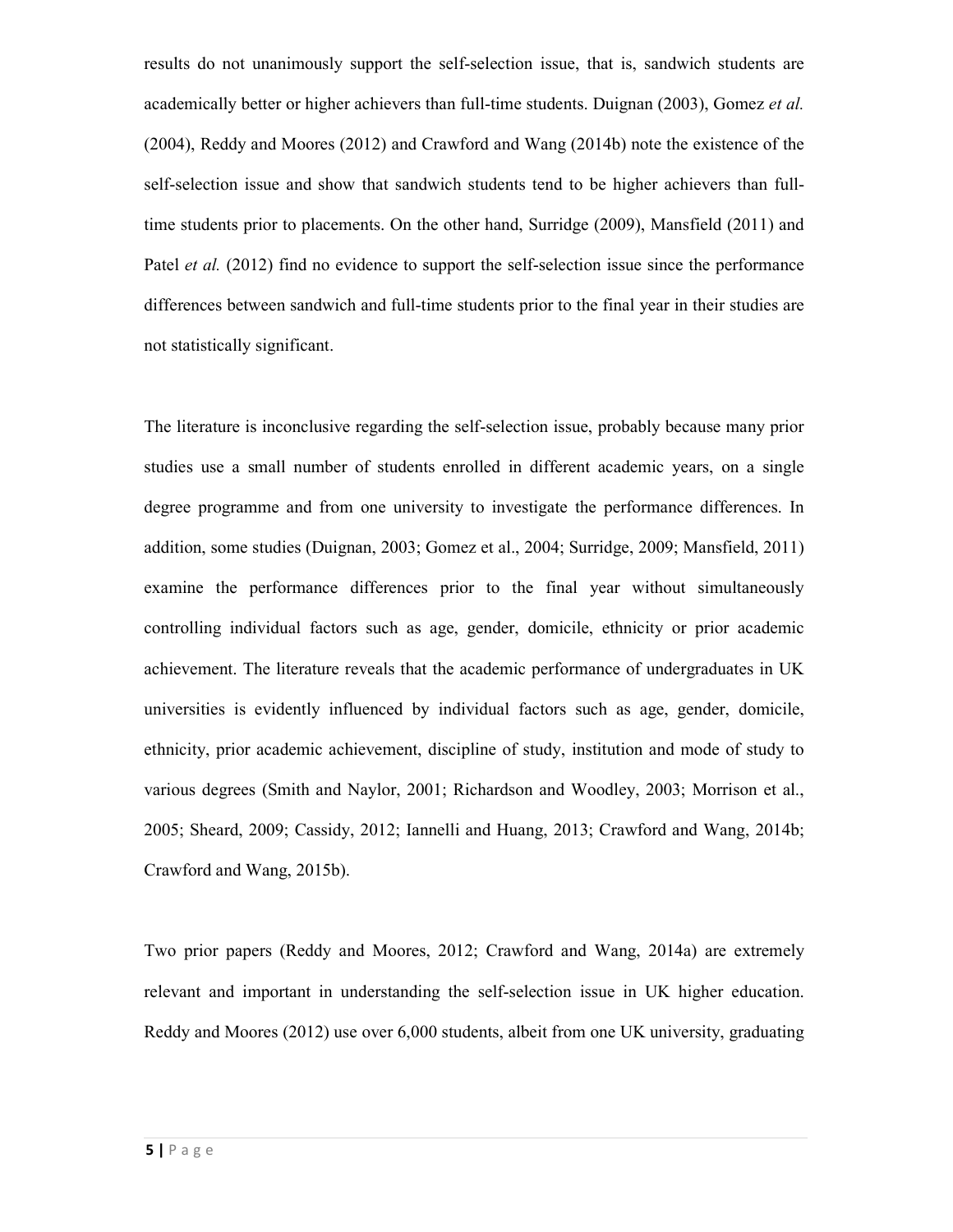results do not unanimously support the self-selection issue, that is, sandwich students are academically better or higher achievers than full-time students. Duignan (2003), Gomez *et al.* (2004), Reddy and Moores (2012) and Crawford and Wang (2014b) note the existence of the self-selection issue and show that sandwich students tend to be higher achievers than full-time students prior to placements. On the other hand, Surridge (2009), Mansfield (2011) and Patel *et al.* (2012) find no evidence to support the self-selection issue since the performance differences between sandwich and full-time students prior to the final year in their studies are not statistically significant.

The literature is inconclusive regarding the self-selection issue, probably because many prior studies use a small number of students enrolled in different academic years, on a single degree programme and from one university to investigate the performance differences. In addition, some studies (Duignan, 2003; Gomez et al., 2004; Surridge, 2009; Mansfield, 2011) examine the performance differences prior to the final year without simultaneously controlling individual factors such as age, gender, domicile, ethnicity or prior academic achievement. The literature reveals that the academic performance of undergraduates in UK universities is evidently influenced by individual factors such as age, gender, domicile, ethnicity, prior academic achievement, discipline of study, institution and mode of study to various degrees (Smith and Naylor, 2001; Richardson and Woodley, 2003; Morrison et al., 2005; Sheard, 2009; Cassidy, 2012; Iannelli and Huang, 2013; Crawford and Wang, 2014b; Crawford and Wang, 2015b).

Two prior papers (Reddy and Moores, 2012; Crawford and Wang, 2014a) are extremely relevant and important in understanding the self-selection issue in UK higher education. Reddy and Moores (2012) use over 6,000 students, albeit from one UK university, graduating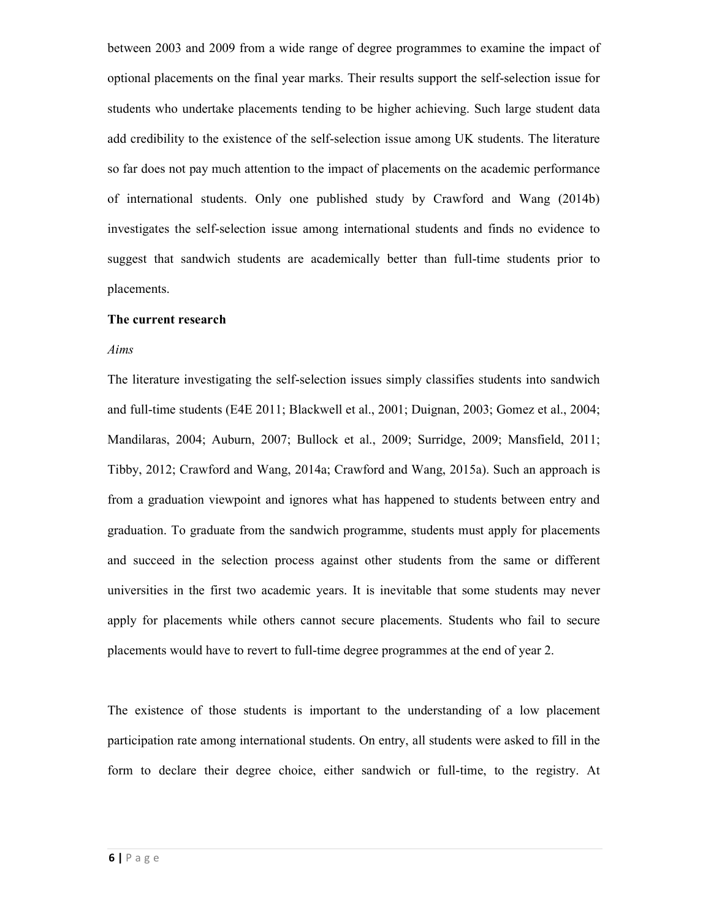between 2003 and 2009 from a wide range of degree programmes to examine the impact of optional placements on the final year marks. Their results support the self-selection issue for students who undertake placements tending to be higher achieving. Such large student data add credibility to the existence of the self-selection issue among UK students. The literature so far does not pay much attention to the impact of placements on the academic performance of international students. Only one published study by Crawford and Wang (2014b) investigates the self-selection issue among international students and finds no evidence to suggest that sandwich students are academically better than full-time students prior to placements.

**The current research**

*Aims*

The literature investigating the self-selection issues simply classifies students into sandwich and full-time students (E4E 2011; Blackwell et al., 2001; Duignan, 2003; Gomez et al., 2004; Mandilaras, 2004; Auburn, 2007; Bullock et al., 2009; Surridge, 2009; Mansfield, 2011; Tibby, 2012; Crawford and Wang, 2014a; Crawford and Wang, 2015a). Such an approach is from a graduation viewpoint and ignores what has happened to students between entry and graduation. To graduate from the sandwich programme, students must apply for placements and succeed in the selection process against other students from the same or different universities in the first two academic years. It is inevitable that some students may never apply for placements while others cannot secure placements. Students who fail to secure placements would have to revert to full-time degree programmes at the end of year 2.

The existence of those students is important to the understanding of a low placement participation rate among international students. On entry, all students were asked to fill in the form to declare their degree choice, either sandwich or full-time, to the registry. At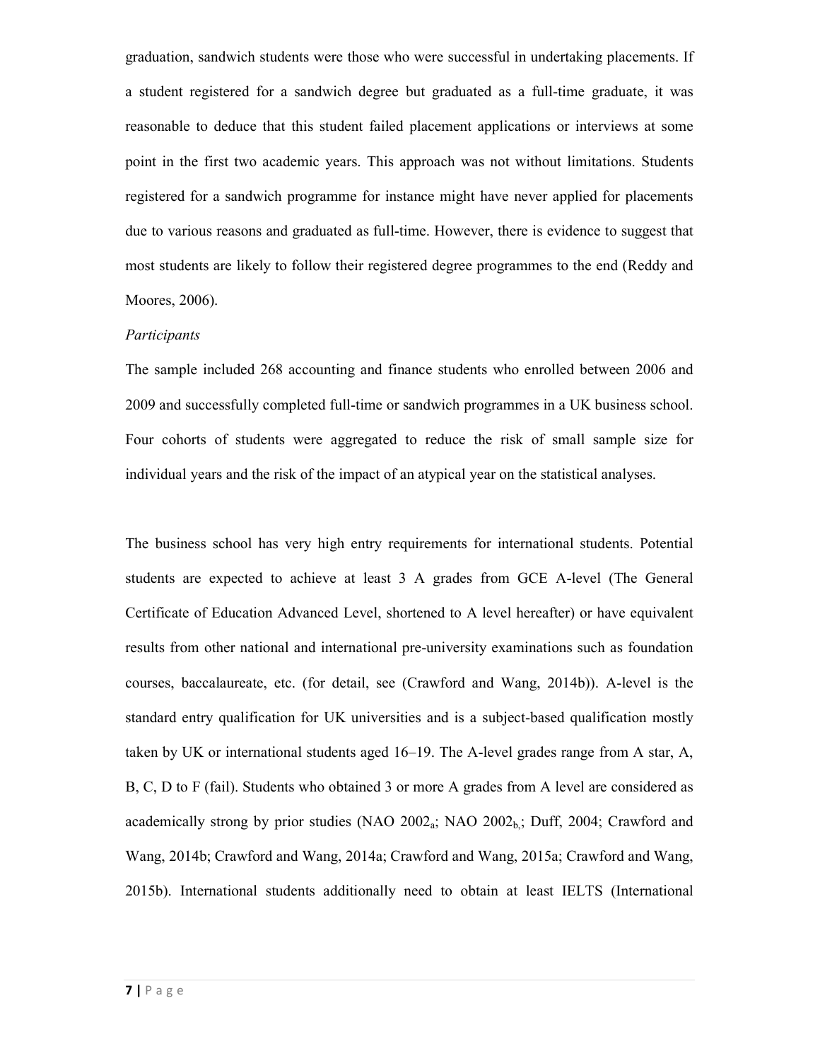graduation, sandwich students were those who were successful in undertaking placements. If a student registered for a sandwich degree but graduated as a full-time graduate, it was reasonable to deduce that this student failed placement applications or interviews at some point in the first two academic years. This approach was not without limitations. Students registered for a sandwich programme for instance might have never applied for placements due to various reasons and graduated as full-time. However, there is evidence to suggest that most students are likely to follow their registered degree programmes to the end (Reddy and Moores, 2006).

*Participants*

The sample included 268 accounting and finance students who enrolled between 2006 and 2009 and successfully completed full-time or sandwich programmes in a UK business school. Four cohorts of students were aggregated to reduce the risk of small sample size for individual years and the risk of the impact of an atypical year on the statistical analyses.

The business school has very high entry requirements for international students. Potential students are expected to achieve at least 3 A grades from GCE A-level (The General Certificate of Education Advanced Level, shortened to A level hereafter) or have equivalent results from other national and international pre-university examinations such as foundation courses, baccalaureate, etc. (for detail, see (Crawford and Wang, 2014b)). A-level is the standard entry qualification for UK universities and is a subject-based qualification mostly taken by UK or international students aged 16–19. The A-level grades range from A star, A, B, C, D to F (fail). Students who obtained 3 or more A grades from A level are considered as academically strong by prior studies (NAO $2002_a$; NAO $2002_b$,; Duff, 2004; Crawford and Wang, 2014b; Crawford and Wang, 2014a; Crawford and Wang, 2015a; Crawford and Wang, 2015b). International students additionally need to obtain at least IELTS (International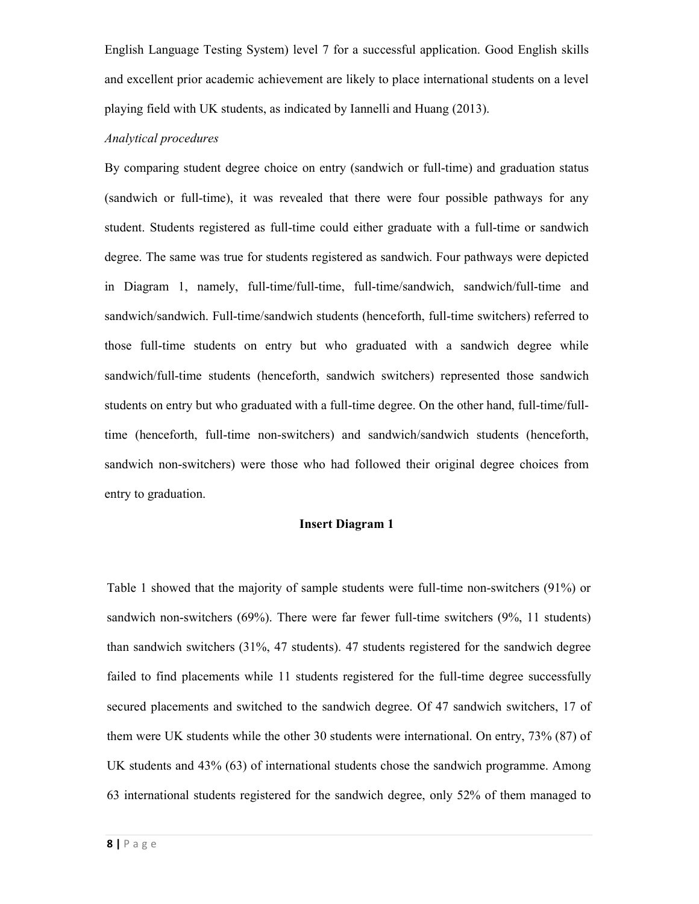English Language Testing System) level 7 for a successful application. Good English skills and excellent prior academic achievement are likely to place international students on a level playing field with UK students, as indicated by Iannelli and Huang (2013).

*Analytical procedures*

By comparing student degree choice on entry (sandwich or full-time) and graduation status (sandwich or full-time), it was revealed that there were four possible pathways for any student. Students registered as full-time could either graduate with a full-time or sandwich degree. The same was true for students registered as sandwich. Four pathways were depicted in Diagram 1, namely, full-time/full-time, full-time/sandwich, sandwich/full-time and sandwich/sandwich. Full-time/sandwich students (henceforth, full-time switchers) referred to those full-time students on entry but who graduated with a sandwich degree while sandwich/full-time students (henceforth, sandwich switchers) represented those sandwich students on entry but who graduated with a full-time degree. On the other hand, full-time/full-time (henceforth, full-time non-switchers) and sandwich/sandwich students (henceforth, sandwich non-switchers) were those who had followed their original degree choices from entry to graduation.

**Insert Diagram 1**

Table 1 showed that the majority of sample students were full-time non-switchers (91%) or sandwich non-switchers (69%). There were far fewer full-time switchers (9%, 11 students) than sandwich switchers (31%, 47 students). 47 students registered for the sandwich degree failed to find placements while 11 students registered for the full-time degree successfully secured placements and switched to the sandwich degree. Of 47 sandwich switchers, 17 of them were UK students while the other 30 students were international. On entry, 73% (87) of UK students and 43% (63) of international students chose the sandwich programme. Among 63 international students registered for the sandwich degree, only 52% of them managed to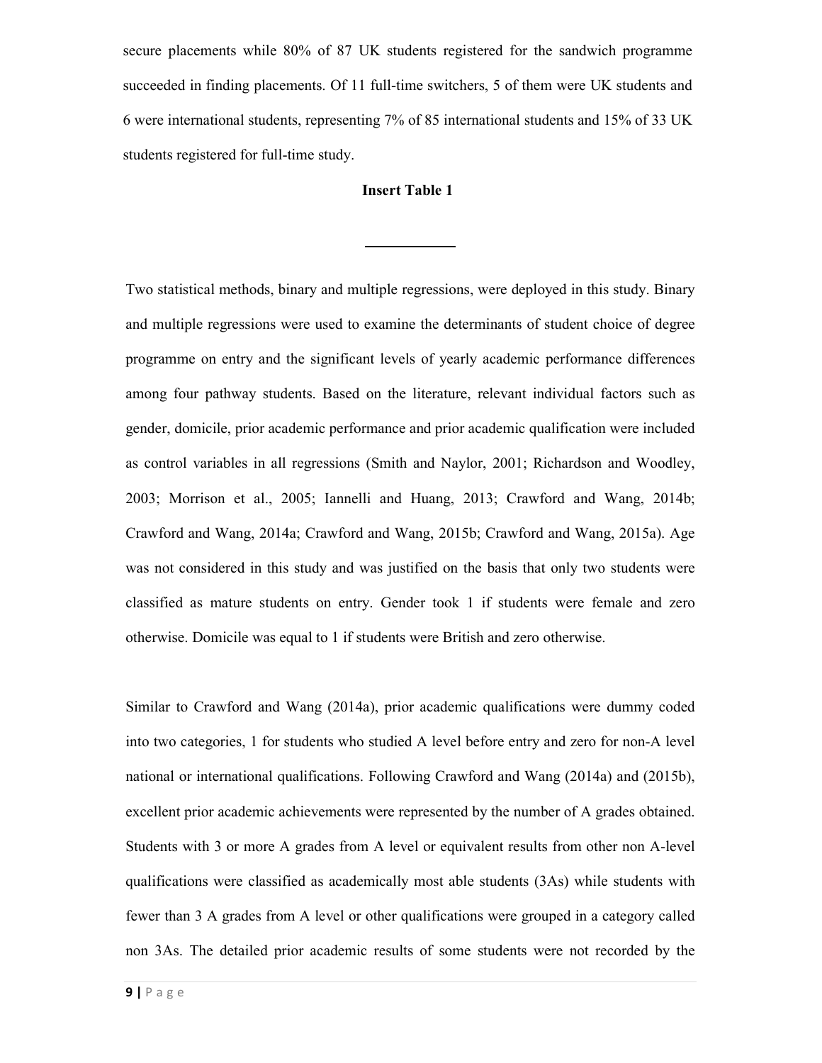secure placements while 80% of 87 UK students registered for the sandwich programme succeeded in finding placements. Of 11 full-time switchers, 5 of them were UK students and 6 were international students, representing 7% of 85 international students and 15% of 33 UK students registered for full-time study.

**Insert Table 1**

---

Two statistical methods, binary and multiple regressions, were deployed in this study. Binary and multiple regressions were used to examine the determinants of student choice of degree programme on entry and the significant levels of yearly academic performance differences among four pathway students. Based on the literature, relevant individual factors such as gender, domicile, prior academic performance and prior academic qualification were included as control variables in all regressions (Smith and Naylor, 2001; Richardson and Woodley, 2003; Morrison et al., 2005; Iannelli and Huang, 2013; Crawford and Wang, 2014b; Crawford and Wang, 2014a; Crawford and Wang, 2015b; Crawford and Wang, 2015a). Age was not considered in this study and was justified on the basis that only two students were classified as mature students on entry. Gender took 1 if students were female and zero otherwise. Domicile was equal to 1 if students were British and zero otherwise.

Similar to Crawford and Wang (2014a), prior academic qualifications were dummy coded into two categories, 1 for students who studied A level before entry and zero for non-A level national or international qualifications. Following Crawford and Wang (2014a) and (2015b), excellent prior academic achievements were represented by the number of A grades obtained. Students with 3 or more A grades from A level or equivalent results from other non A-level qualifications were classified as academically most able students (3As) while students with fewer than 3 A grades from A level or other qualifications were grouped in a category called non 3As. The detailed prior academic results of some students were not recorded by the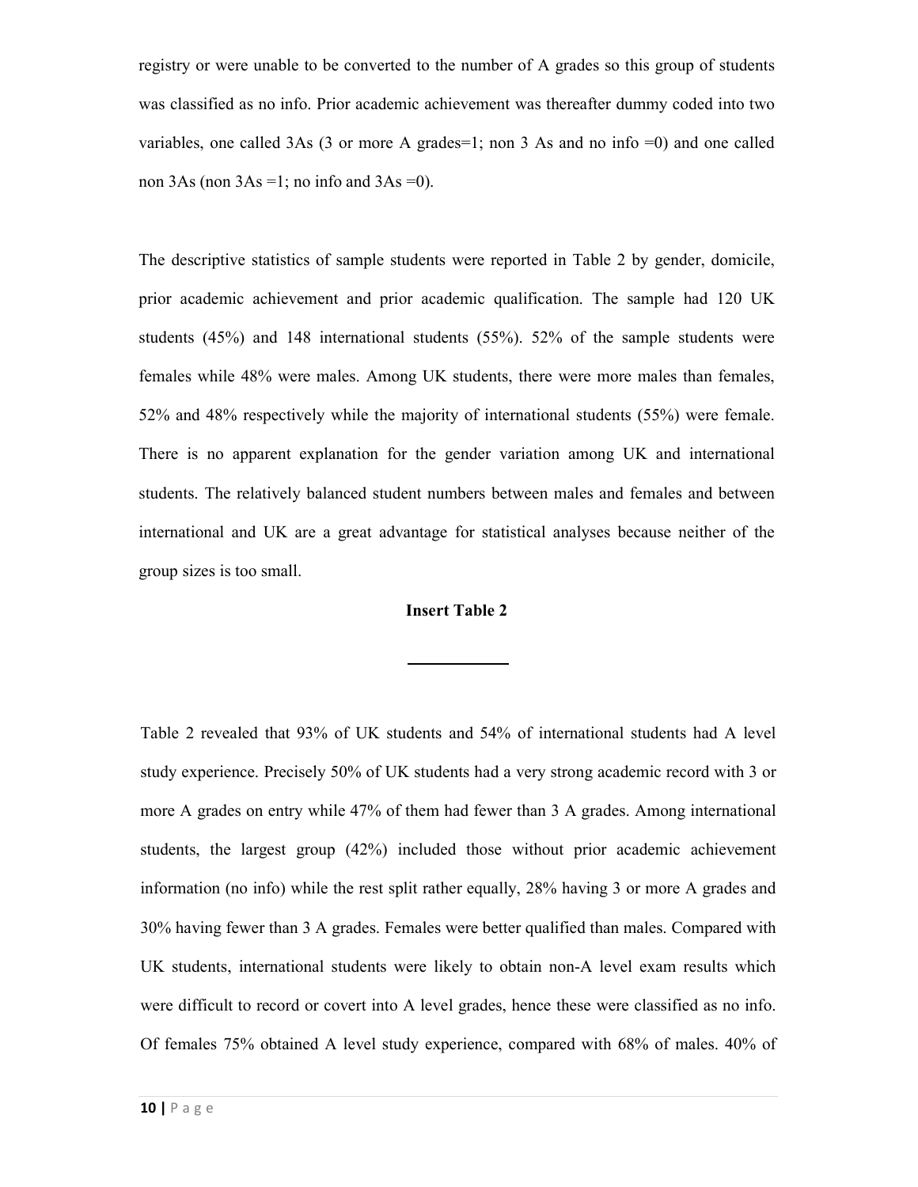registry or were unable to be converted to the number of A grades so this group of students was classified as no info. Prior academic achievement was thereafter dummy coded into two variables, one called 3As (3 or more A grades=1; non 3 As and no info =0) and one called non 3As (non 3As =1; no info and 3As =0).

The descriptive statistics of sample students were reported in Table 2 by gender, domicile, prior academic achievement and prior academic qualification. The sample had 120 UK students (45%) and 148 international students (55%). 52% of the sample students were females while 48% were males. Among UK students, there were more males than females, 52% and 48% respectively while the majority of international students (55%) were female. There is no apparent explanation for the gender variation among UK and international students. The relatively balanced student numbers between males and females and between international and UK are a great advantage for statistical analyses because neither of the group sizes is too small.

**Insert Table 2**

Table 2 revealed that 93% of UK students and 54% of international students had A level study experience. Precisely 50% of UK students had a very strong academic record with 3 or more A grades on entry while 47% of them had fewer than 3 A grades. Among international students, the largest group (42%) included those without prior academic achievement information (no info) while the rest split rather equally, 28% having 3 or more A grades and 30% having fewer than 3 A grades. Females were better qualified than males. Compared with UK students, international students were likely to obtain non-A level exam results which were difficult to record or covert into A level grades, hence these were classified as no info. Of females 75% obtained A level study experience, compared with 68% of males. 40% of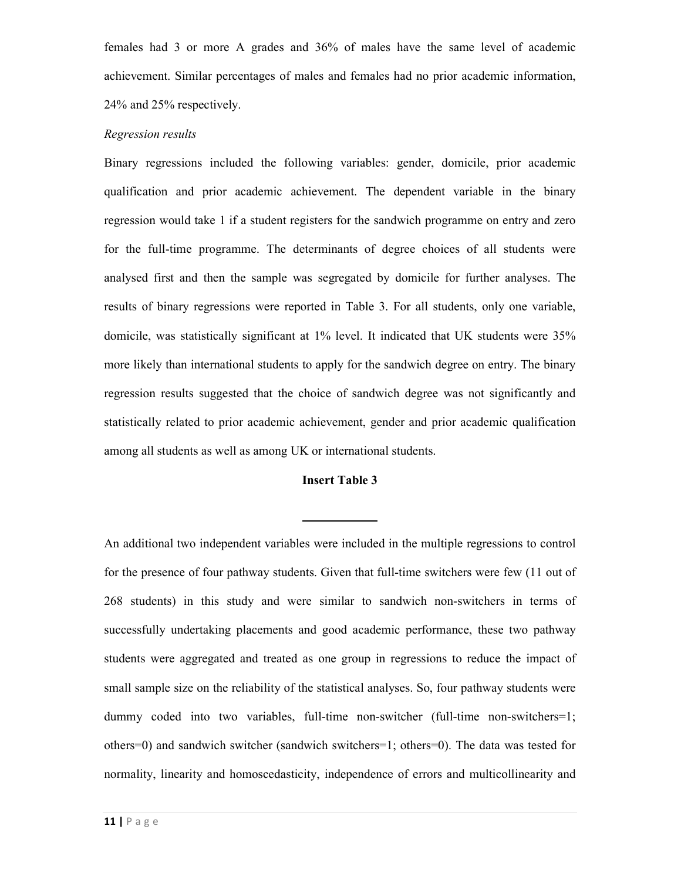females had 3 or more A grades and 36% of males have the same level of academic achievement. Similar percentages of males and females had no prior academic information, 24% and 25% respectively.

*Regression results*

Binary regressions included the following variables: gender, domicile, prior academic qualification and prior academic achievement. The dependent variable in the binary regression would take 1 if a student registers for the sandwich programme on entry and zero for the full-time programme. The determinants of degree choices of all students were analysed first and then the sample was segregated by domicile for further analyses. The results of binary regressions were reported in Table 3. For all students, only one variable, domicile, was statistically significant at 1% level. It indicated that UK students were 35% more likely than international students to apply for the sandwich degree on entry. The binary regression results suggested that the choice of sandwich degree was not significantly and statistically related to prior academic achievement, gender and prior academic qualification among all students as well as among UK or international students.

**Insert Table 3**

---

An additional two independent variables were included in the multiple regressions to control for the presence of four pathway students. Given that full-time switchers were few (11 out of 268 students) in this study and were similar to sandwich non-switchers in terms of successfully undertaking placements and good academic performance, these two pathway students were aggregated and treated as one group in regressions to reduce the impact of small sample size on the reliability of the statistical analyses. So, four pathway students were dummy coded into two variables, full-time non-switcher (full-time non-switchers=1; others=0) and sandwich switcher (sandwich switchers=1; others=0). The data was tested for normality, linearity and homoscedasticity, independence of errors and multicollinearity and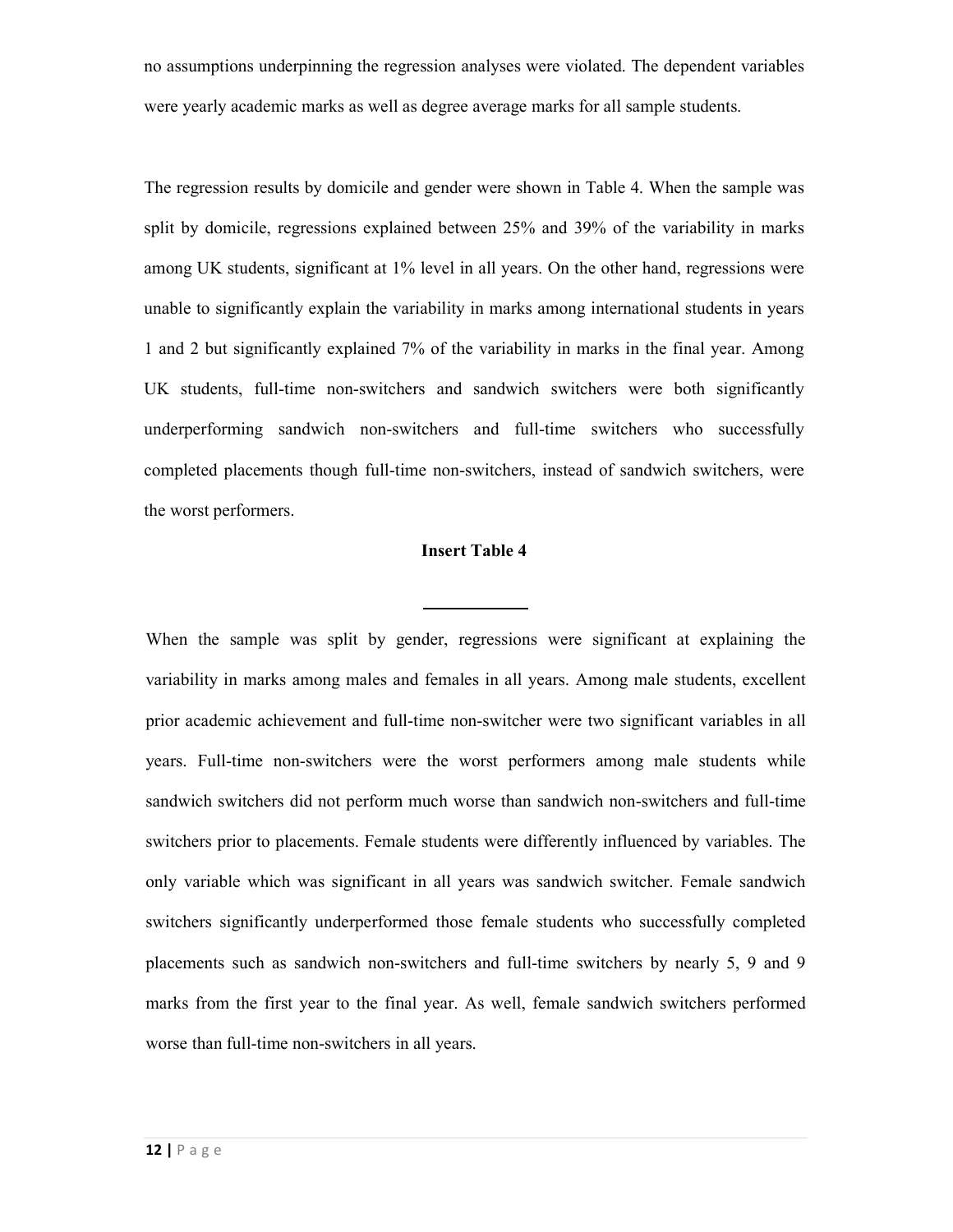no assumptions underpinning the regression analyses were violated. The dependent variables were yearly academic marks as well as degree average marks for all sample students.

The regression results by domicile and gender were shown in Table 4. When the sample was split by domicile, regressions explained between 25% and 39% of the variability in marks among UK students, significant at 1% level in all years. On the other hand, regressions were unable to significantly explain the variability in marks among international students in years 1 and 2 but significantly explained 7% of the variability in marks in the final year. Among UK students, full-time non-switchers and sandwich switchers were both significantly underperforming sandwich non-switchers and full-time switchers who successfully completed placements though full-time non-switchers, instead of sandwich switchers, were the worst performers.

**Insert Table 4**

---

When the sample was split by gender, regressions were significant at explaining the variability in marks among males and females in all years. Among male students, excellent prior academic achievement and full-time non-switcher were two significant variables in all years. Full-time non-switchers were the worst performers among male students while sandwich switchers did not perform much worse than sandwich non-switchers and full-time switchers prior to placements. Female students were differently influenced by variables. The only variable which was significant in all years was sandwich switcher. Female sandwich switchers significantly underperformed those female students who successfully completed placements such as sandwich non-switchers and full-time switchers by nearly 5, 9 and 9 marks from the first year to the final year. As well, female sandwich switchers performed worse than full-time non-switchers in all years.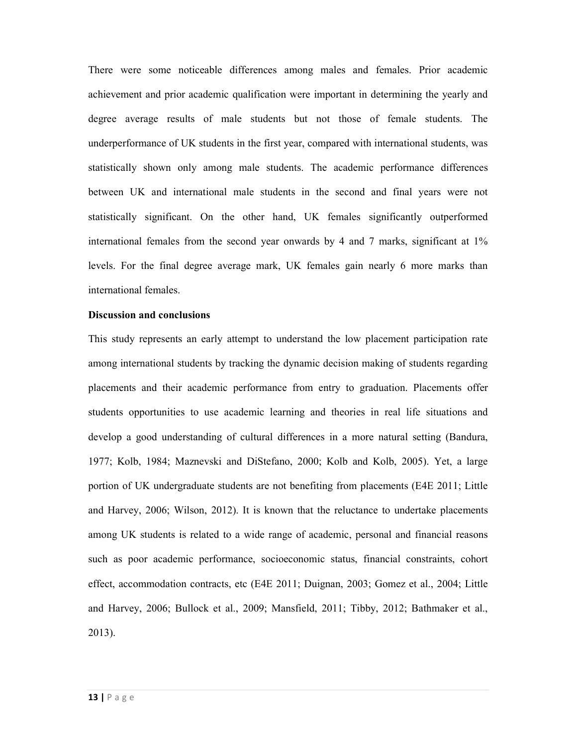There were some noticeable differences among males and females. Prior academic achievement and prior academic qualification were important in determining the yearly and degree average results of male students but not those of female students. The underperformance of UK students in the first year, compared with international students, was statistically shown only among male students. The academic performance differences between UK and international male students in the second and final years were not statistically significant. On the other hand, UK females significantly outperformed international females from the second year onwards by 4 and 7 marks, significant at 1% levels. For the final degree average mark, UK females gain nearly 6 more marks than international females.

**Discussion and conclusions**

This study represents an early attempt to understand the low placement participation rate among international students by tracking the dynamic decision making of students regarding placements and their academic performance from entry to graduation. Placements offer students opportunities to use academic learning and theories in real life situations and develop a good understanding of cultural differences in a more natural setting (Bandura, 1977; Kolb, 1984; Maznevski and DiStefano, 2000; Kolb and Kolb, 2005). Yet, a large portion of UK undergraduate students are not benefiting from placements (E4E 2011; Little and Harvey, 2006; Wilson, 2012). It is known that the reluctance to undertake placements among UK students is related to a wide range of academic, personal and financial reasons such as poor academic performance, socioeconomic status, financial constraints, cohort effect, accommodation contracts, etc (E4E 2011; Duignan, 2003; Gomez et al., 2004; Little and Harvey, 2006; Bullock et al., 2009; Mansfield, 2011; Tibby, 2012; Bathmaker et al., 2013).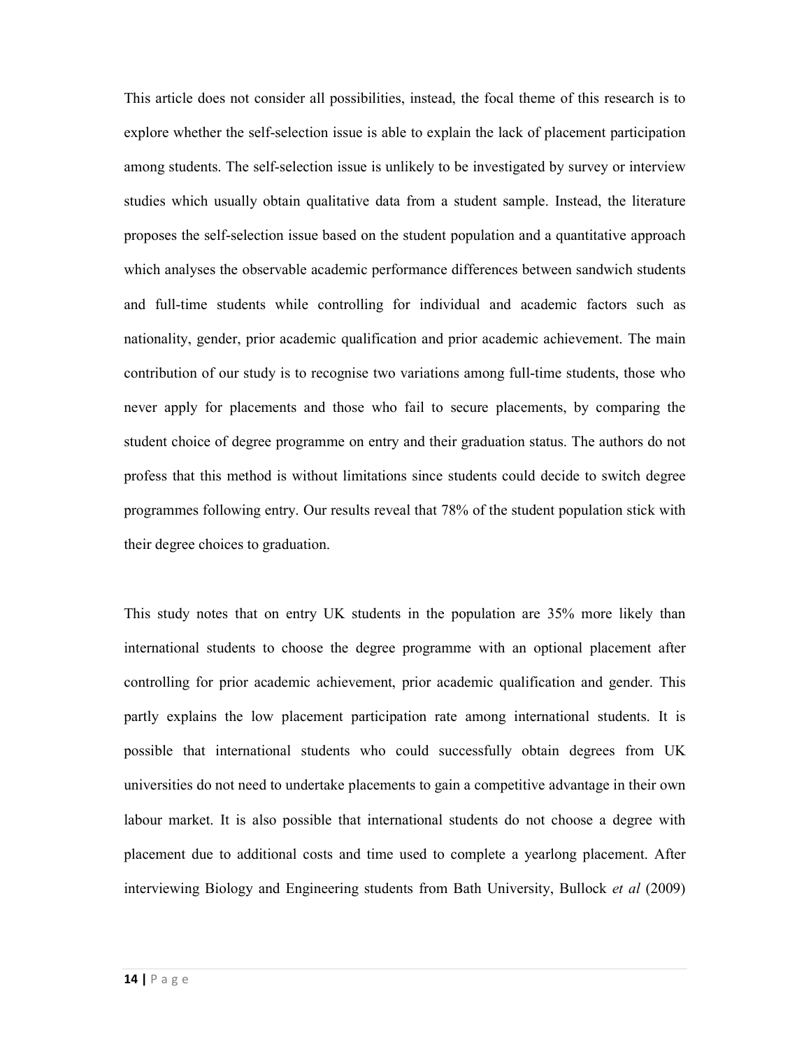This article does not consider all possibilities, instead, the focal theme of this research is to explore whether the self-selection issue is able to explain the lack of placement participation among students. The self-selection issue is unlikely to be investigated by survey or interview studies which usually obtain qualitative data from a student sample. Instead, the literature proposes the self-selection issue based on the student population and a quantitative approach which analyses the observable academic performance differences between sandwich students and full-time students while controlling for individual and academic factors such as nationality, gender, prior academic qualification and prior academic achievement. The main contribution of our study is to recognise two variations among full-time students, those who never apply for placements and those who fail to secure placements, by comparing the student choice of degree programme on entry and their graduation status. The authors do not profess that this method is without limitations since students could decide to switch degree programmes following entry. Our results reveal that 78% of the student population stick with their degree choices to graduation.

This study notes that on entry UK students in the population are 35% more likely than international students to choose the degree programme with an optional placement after controlling for prior academic achievement, prior academic qualification and gender. This partly explains the low placement participation rate among international students. It is possible that international students who could successfully obtain degrees from UK universities do not need to undertake placements to gain a competitive advantage in their own labour market. It is also possible that international students do not choose a degree with placement due to additional costs and time used to complete a yearlong placement. After interviewing Biology and Engineering students from Bath University, Bullock *et al* (2009)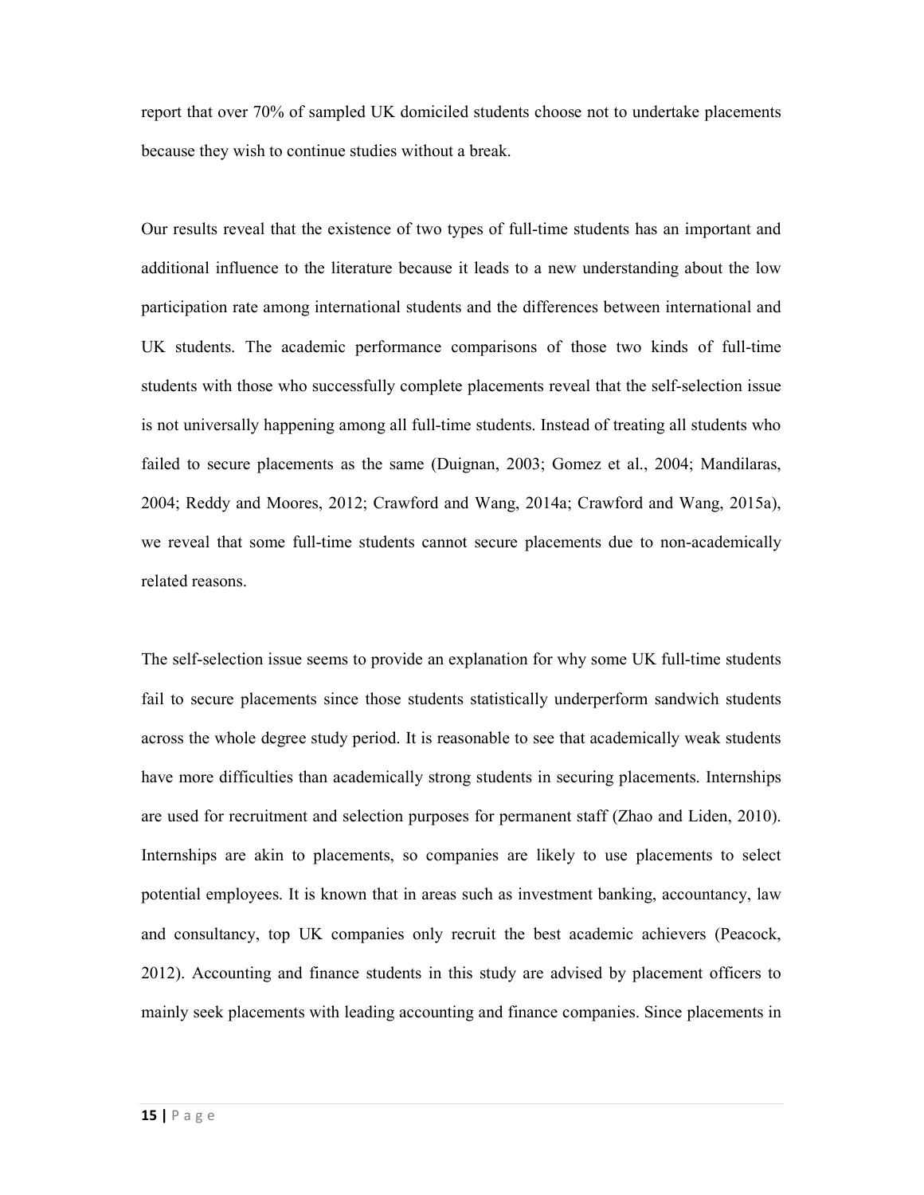report that over 70% of sampled UK domiciled students choose not to undertake placements because they wish to continue studies without a break.

Our results reveal that the existence of two types of full-time students has an important and additional influence to the literature because it leads to a new understanding about the low participation rate among international students and the differences between international and UK students. The academic performance comparisons of those two kinds of full-time students with those who successfully complete placements reveal that the self-selection issue is not universally happening among all full-time students. Instead of treating all students who failed to secure placements as the same (Duignan, 2003; Gomez et al., 2004; Mandilaras, 2004; Reddy and Moores, 2012; Crawford and Wang, 2014a; Crawford and Wang, 2015a), we reveal that some full-time students cannot secure placements due to non-academically related reasons.

The self-selection issue seems to provide an explanation for why some UK full-time students fail to secure placements since those students statistically underperform sandwich students across the whole degree study period. It is reasonable to see that academically weak students have more difficulties than academically strong students in securing placements. Internships are used for recruitment and selection purposes for permanent staff (Zhao and Liden, 2010). Internships are akin to placements, so companies are likely to use placements to select potential employees. It is known that in areas such as investment banking, accountancy, law and consultancy, top UK companies only recruit the best academic achievers (Peacock, 2012). Accounting and finance students in this study are advised by placement officers to mainly seek placements with leading accounting and finance companies. Since placements in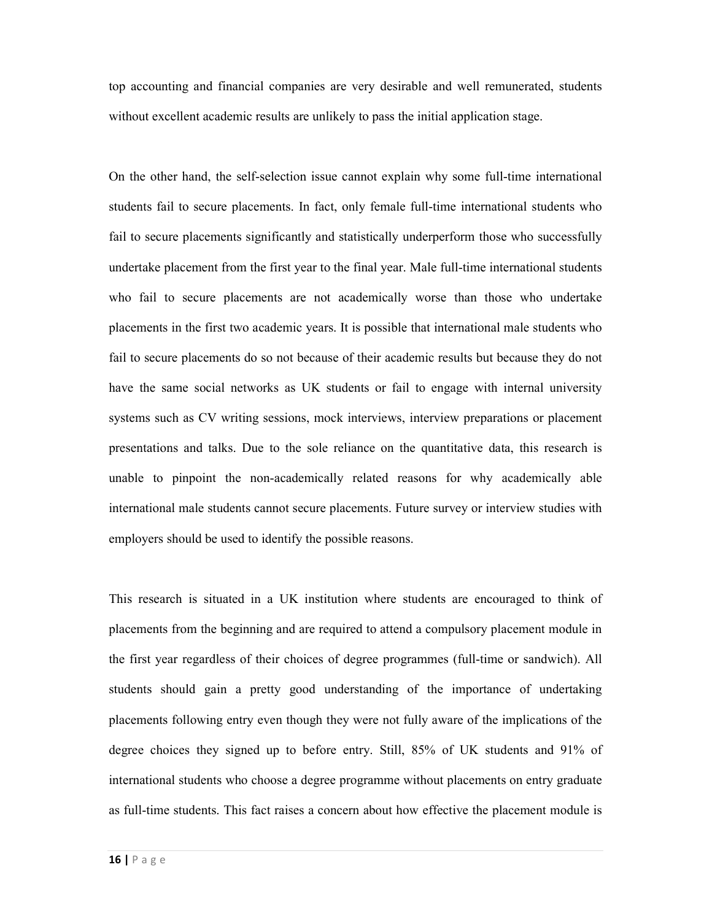top accounting and financial companies are very desirable and well remunerated, students without excellent academic results are unlikely to pass the initial application stage.

On the other hand, the self-selection issue cannot explain why some full-time international students fail to secure placements. In fact, only female full-time international students who fail to secure placements significantly and statistically underperform those who successfully undertake placement from the first year to the final year. Male full-time international students who fail to secure placements are not academically worse than those who undertake placements in the first two academic years. It is possible that international male students who fail to secure placements do so not because of their academic results but because they do not have the same social networks as UK students or fail to engage with internal university systems such as CV writing sessions, mock interviews, interview preparations or placement presentations and talks. Due to the sole reliance on the quantitative data, this research is unable to pinpoint the non-academically related reasons for why academically able international male students cannot secure placements. Future survey or interview studies with employers should be used to identify the possible reasons.

This research is situated in a UK institution where students are encouraged to think of placements from the beginning and are required to attend a compulsory placement module in the first year regardless of their choices of degree programmes (full-time or sandwich). All students should gain a pretty good understanding of the importance of undertaking placements following entry even though they were not fully aware of the implications of the degree choices they signed up to before entry. Still, 85% of UK students and 91% of international students who choose a degree programme without placements on entry graduate as full-time students. This fact raises a concern about how effective the placement module is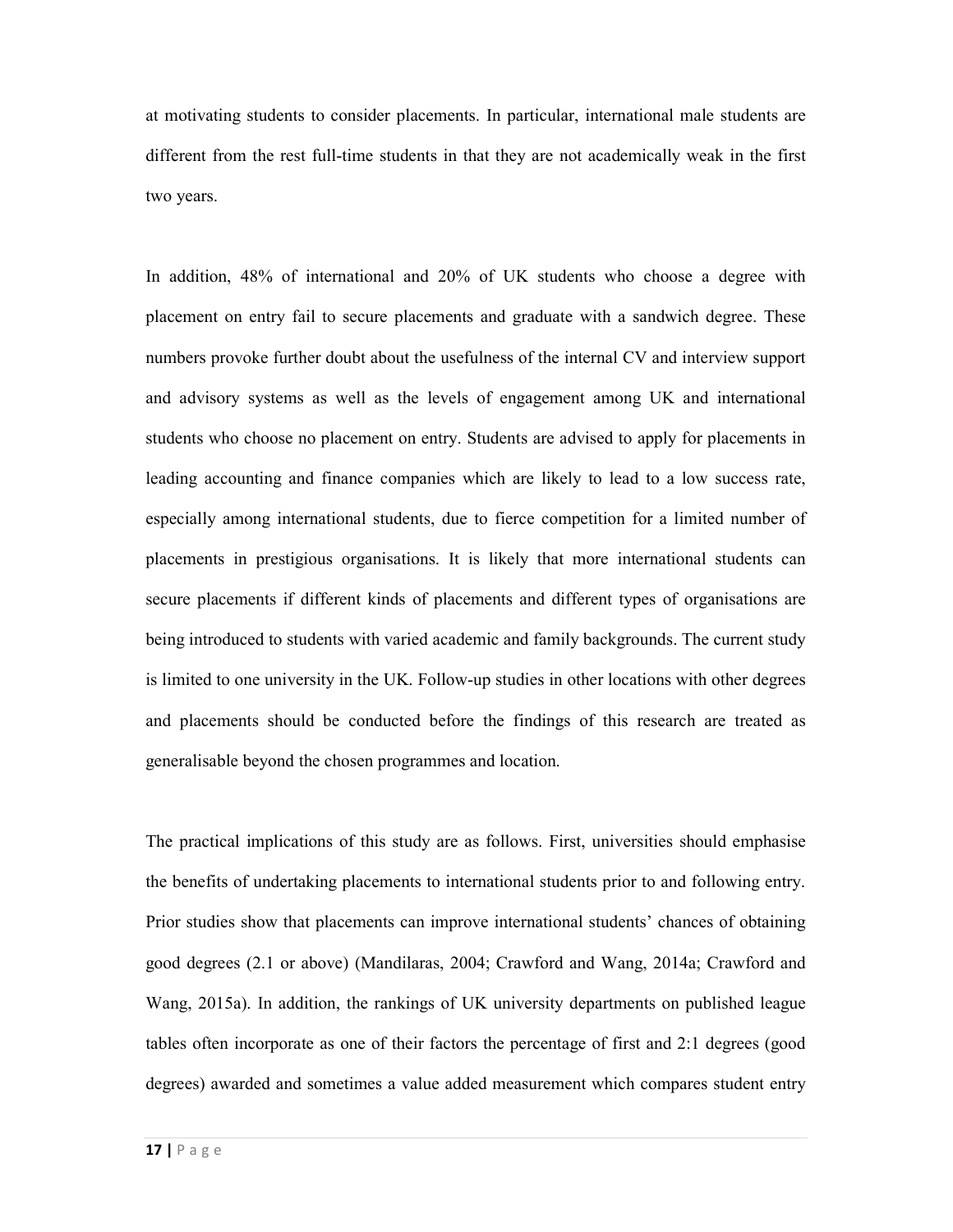at motivating students to consider placements. In particular, international male students are different from the rest full-time students in that they are not academically weak in the first two years.

In addition, 48% of international and 20% of UK students who choose a degree with placement on entry fail to secure placements and graduate with a sandwich degree. These numbers provoke further doubt about the usefulness of the internal CV and interview support and advisory systems as well as the levels of engagement among UK and international students who choose no placement on entry. Students are advised to apply for placements in leading accounting and finance companies which are likely to lead to a low success rate, especially among international students, due to fierce competition for a limited number of placements in prestigious organisations. It is likely that more international students can secure placements if different kinds of placements and different types of organisations are being introduced to students with varied academic and family backgrounds. The current study is limited to one university in the UK. Follow-up studies in other locations with other degrees and placements should be conducted before the findings of this research are treated as generalisable beyond the chosen programmes and location.

The practical implications of this study are as follows. First, universities should emphasise the benefits of undertaking placements to international students prior to and following entry. Prior studies show that placements can improve international students' chances of obtaining good degrees (2.1 or above) (Mandilaras, 2004; Crawford and Wang, 2014a; Crawford and Wang, 2015a). In addition, the rankings of UK university departments on published league tables often incorporate as one of their factors the percentage of first and 2:1 degrees (good degrees) awarded and sometimes a value added measurement which compares student entry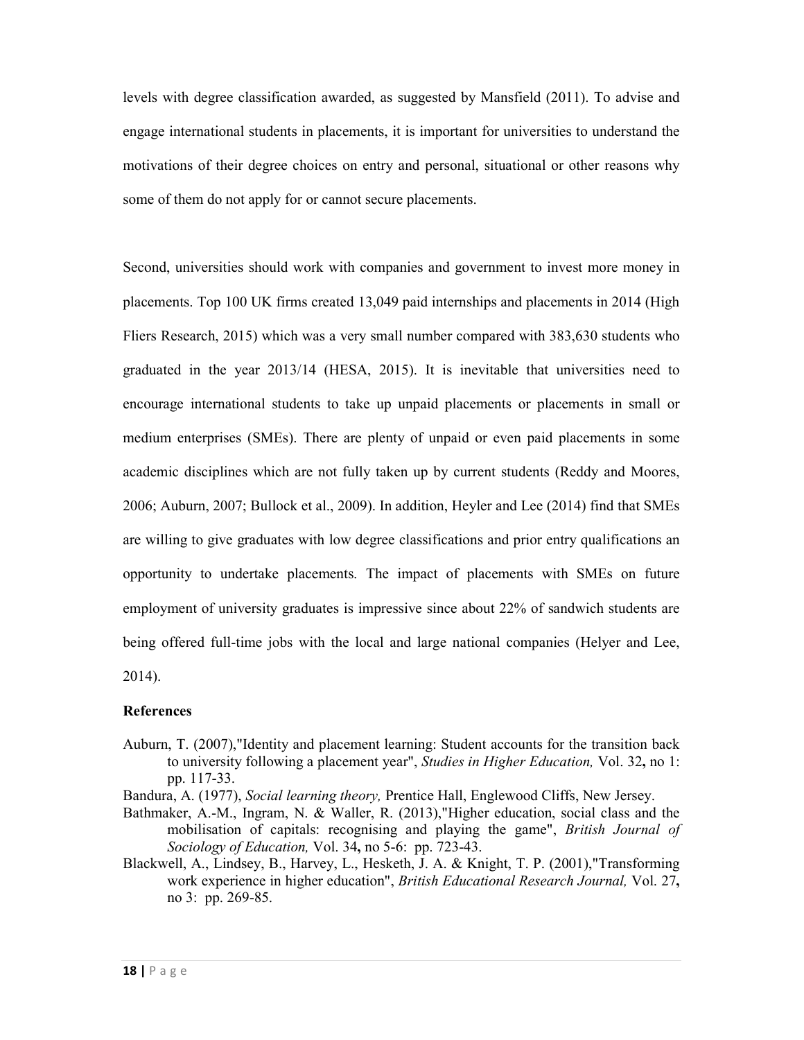levels with degree classification awarded, as suggested by Mansfield (2011). To advise and engage international students in placements, it is important for universities to understand the motivations of their degree choices on entry and personal, situational or other reasons why some of them do not apply for or cannot secure placements.

Second, universities should work with companies and government to invest more money in placements. Top 100 UK firms created 13,049 paid internships and placements in 2014 (High Fliers Research, 2015) which was a very small number compared with 383,630 students who graduated in the year 2013/14 (HESA, 2015). It is inevitable that universities need to encourage international students to take up unpaid placements or placements in small or medium enterprises (SMEs). There are plenty of unpaid or even paid placements in some academic disciplines which are not fully taken up by current students (Reddy and Moores, 2006; Auburn, 2007; Bullock et al., 2009). In addition, Heyler and Lee (2014) find that SMEs are willing to give graduates with low degree classifications and prior entry qualifications an opportunity to undertake placements. The impact of placements with SMEs on future employment of university graduates is impressive since about 22% of sandwich students are being offered full-time jobs with the local and large national companies (Helyer and Lee, 2014).

**References**

Auburn, T. (2007),"Identity and placement learning: Student accounts for the transition back to university following a placement year", *Studies in Higher Education,* Vol. 32**,** no 1: pp. 117-33.

Bandura, A. (1977), *Social learning theory,* Prentice Hall, Englewood Cliffs, New Jersey.

Bathmaker, A.-M., Ingram, N. & Waller, R. (2013),"Higher education, social class and the mobilisation of capitals: recognising and playing the game", *British Journal of Sociology of Education,* Vol. 34**,** no 5-6: pp. 723-43.

Blackwell, A., Lindsey, B., Harvey, L., Hesketh, J. A. & Knight, T. P. (2001),"Transforming work experience in higher education", *British Educational Research Journal,* Vol. 27**,** no 3: pp. 269-85.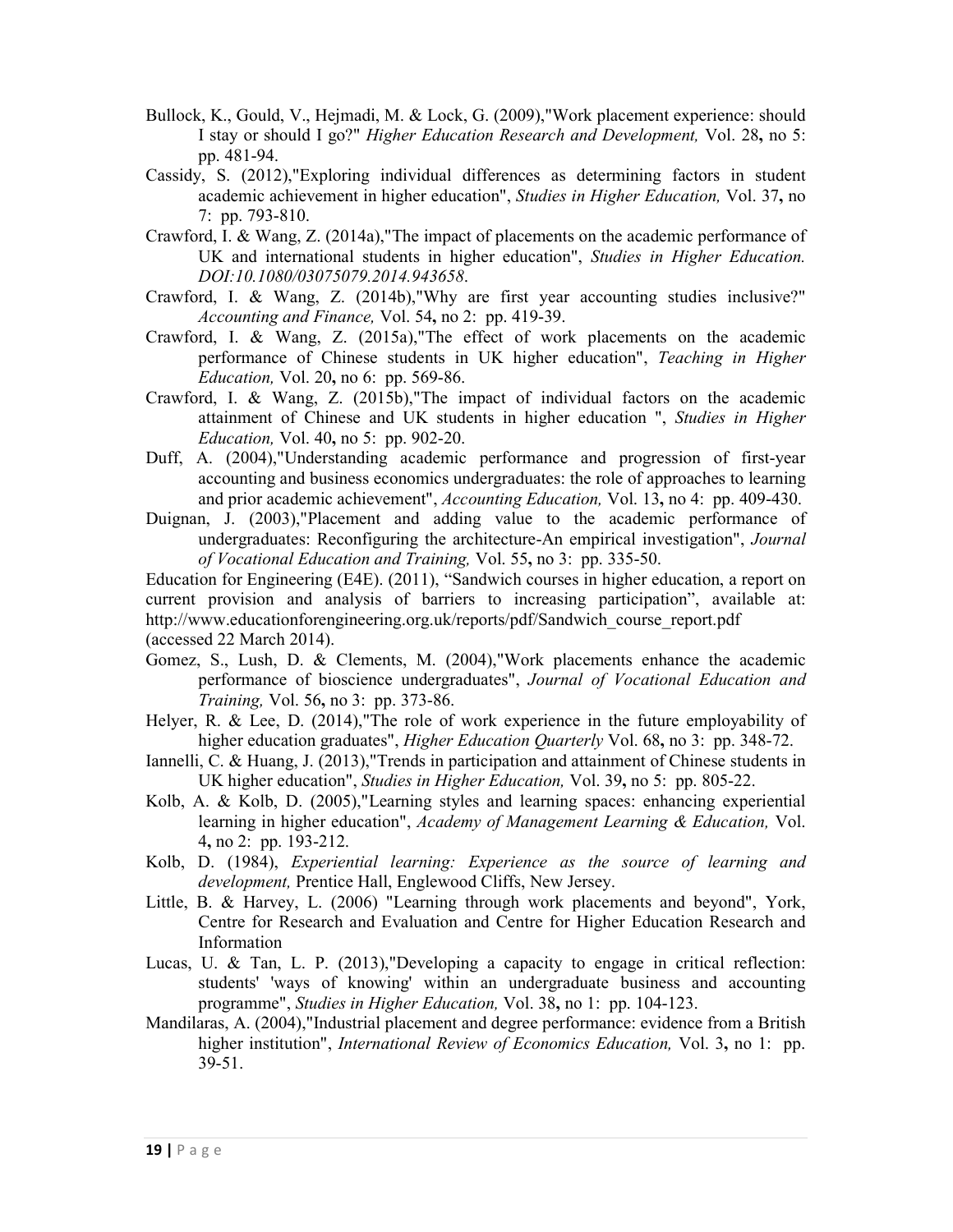Bullock, K., Gould, V., Hejmadi, M. & Lock, G. (2009),"Work placement experience: should I stay or should I go?" *Higher Education Research and Development,* Vol. 28**,** no 5: pp. 481-94.

Cassidy, S. (2012),"Exploring individual differences as determining factors in student academic achievement in higher education", *Studies in Higher Education,* Vol. 37**,** no 7: pp. 793-810.

Crawford, I. & Wang, Z. (2014a),"The impact of placements on the academic performance of UK and international students in higher education", *Studies in Higher Education. DOI:10.1080/03075079.2014.943658*.

Crawford, I. & Wang, Z. (2014b),"Why are first year accounting studies inclusive?" *Accounting and Finance,* Vol. 54**,** no 2: pp. 419-39.

Crawford, I. & Wang, Z. (2015a),"The effect of work placements on the academic performance of Chinese students in UK higher education", *Teaching in Higher Education,* Vol. 20**,** no 6: pp. 569-86.

Crawford, I. & Wang, Z. (2015b),"The impact of individual factors on the academic attainment of Chinese and UK students in higher education ", *Studies in Higher Education,* Vol. 40**,** no 5: pp. 902-20.

Duff, A. (2004),"Understanding academic performance and progression of first-year accounting and business economics undergraduates: the role of approaches to learning and prior academic achievement", *Accounting Education,* Vol. 13**,** no 4: pp. 409-430.

Duignan, J. (2003),"Placement and adding value to the academic performance of undergraduates: Reconfiguring the architecture-An empirical investigation", *Journal of Vocational Education and Training,* Vol. 55**,** no 3: pp. 335-50.

Education for Engineering (E4E). (2011), "Sandwich courses in higher education, a report on current provision and analysis of barriers to increasing participation", available at: http://www.educationforengineering.org.uk/reports/pdf/Sandwich_course_report.pdf (accessed 22 March 2014).

Gomez, S., Lush, D. & Clements, M. (2004),"Work placements enhance the academic performance of bioscience undergraduates", *Journal of Vocational Education and Training,* Vol. 56**,** no 3: pp. 373-86.

Helyer, R. & Lee, D. (2014),"The role of work experience in the future employability of higher education graduates", *Higher Education Quarterly* Vol. 68**,** no 3: pp. 348-72.

Iannelli, C. & Huang, J. (2013),"Trends in participation and attainment of Chinese students in UK higher education", *Studies in Higher Education,* Vol. 39**,** no 5: pp. 805-22.

Kolb, A. & Kolb, D. (2005),"Learning styles and learning spaces: enhancing experiential learning in higher education", *Academy of Management Learning & Education,* Vol. 4**,** no 2: pp. 193-212.

Kolb, D. (1984), *Experiential learning: Experience as the source of learning and development,* Prentice Hall, Englewood Cliffs, New Jersey.

Little, B. & Harvey, L. (2006) "Learning through work placements and beyond", York, Centre for Research and Evaluation and Centre for Higher Education Research and Information

Lucas, U. & Tan, L. P. (2013),"Developing a capacity to engage in critical reflection: students' 'ways of knowing' within an undergraduate business and accounting programme", *Studies in Higher Education,* Vol. 38**,** no 1: pp. 104-123.

Mandilaras, A. (2004),"Industrial placement and degree performance: evidence from a British higher institution", *International Review of Economics Education,* Vol. 3**,** no 1: pp. 39-51.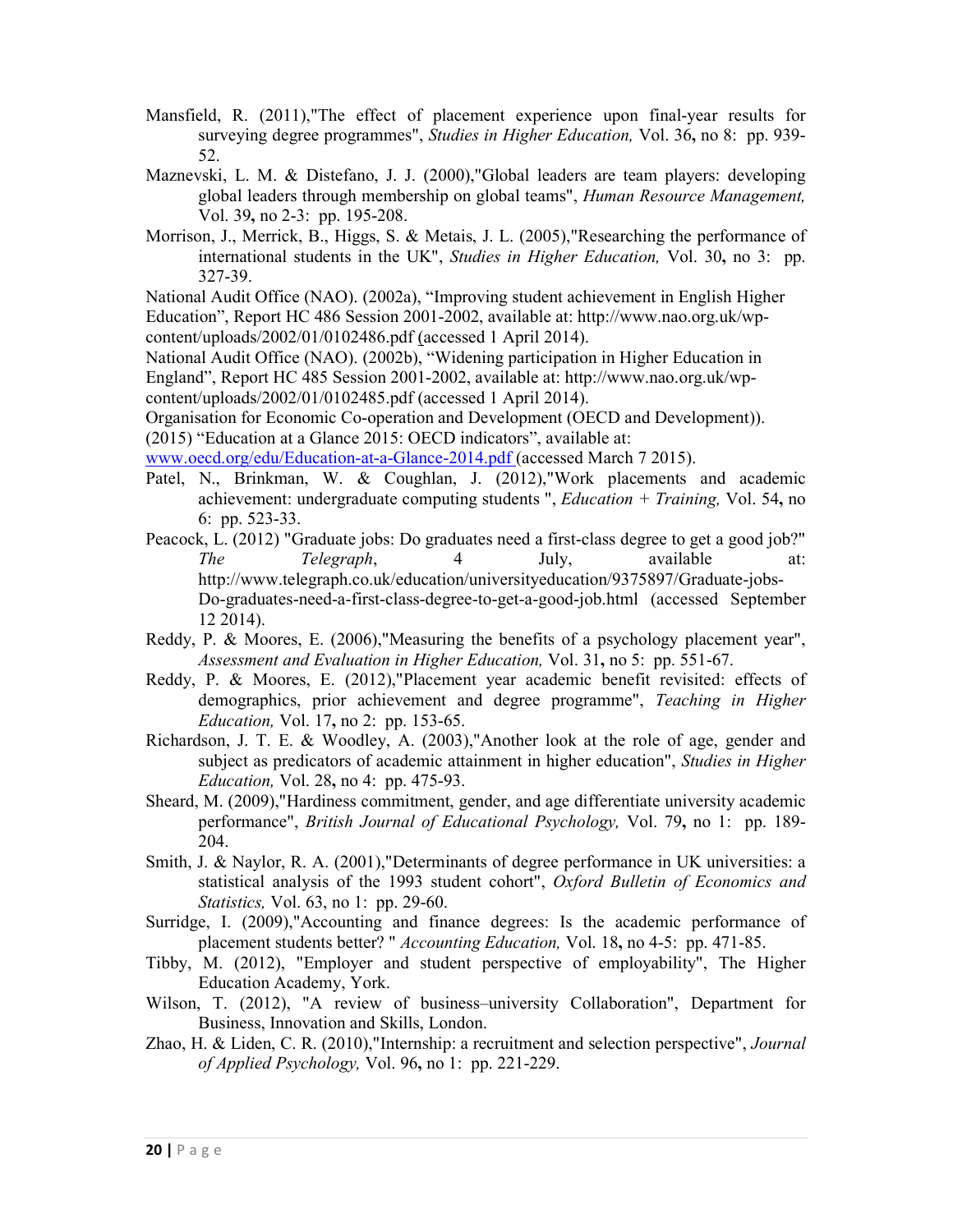Mansfield, R. (2011),"The effect of placement experience upon final-year results for surveying degree programmes", *Studies in Higher Education,* Vol. 36**,** no 8: pp. 939-52.

Maznevski, L. M. & Distefano, J. J. (2000),"Global leaders are team players: developing global leaders through membership on global teams", *Human Resource Management,* Vol. 39**,** no 2-3: pp. 195-208.

Morrison, J., Merrick, B., Higgs, S. & Metais, J. L. (2005),"Researching the performance of international students in the UK", *Studies in Higher Education,* Vol. 30**,** no 3: pp. 327-39.

National Audit Office (NAO). (2002a), "Improving student achievement in English Higher Education", Report HC 486 Session 2001-2002, available at: http://www.nao.org.uk/wp-content/uploads/2002/01/0102486.pdf (accessed 1 April 2014).

National Audit Office (NAO). (2002b), "Widening participation in Higher Education in England", Report HC 485 Session 2001-2002, available at: http://www.nao.org.uk/wp-content/uploads/2002/01/0102485.pdf (accessed 1 April 2014).

Organisation for Economic Co-operation and Development (OECD and Development)). (2015) "Education at a Glance 2015: OECD indicators", available at: www.oecd.org/edu/Education-at-a-Glance-2014.pdf (accessed March 7 2015).

Patel, N., Brinkman, W. & Coughlan, J. (2012),"Work placements and academic achievement: undergraduate computing students ", *Education + Training,* Vol. 54**,** no 6: pp. 523-33.

Peacock, L. (2012) "Graduate jobs: Do graduates need a first-class degree to get a good job?" *The Telegraph*, 4 July, available at: http://www.telegraph.co.uk/education/universityeducation/9375897/Graduate-jobs-Do-graduates-need-a-first-class-degree-to-get-a-good-job.html (accessed September 12 2014).

Reddy, P. & Moores, E. (2006),"Measuring the benefits of a psychology placement year", *Assessment and Evaluation in Higher Education,* Vol. 31**,** no 5: pp. 551-67.

Reddy, P. & Moores, E. (2012),"Placement year academic benefit revisited: effects of demographics, prior achievement and degree programme", *Teaching in Higher Education,* Vol. 17**,** no 2: pp. 153-65.

Richardson, J. T. E. & Woodley, A. (2003),"Another look at the role of age, gender and subject as predicators of academic attainment in higher education", *Studies in Higher Education,* Vol. 28**,** no 4: pp. 475-93.

Sheard, M. (2009),"Hardiness commitment, gender, and age differentiate university academic performance", *British Journal of Educational Psychology,* Vol. 79**,** no 1: pp. 189-204.

Smith, J. & Naylor, R. A. (2001),"Determinants of degree performance in UK universities: a statistical analysis of the 1993 student cohort", *Oxford Bulletin of Economics and Statistics,* Vol. 63, no 1: pp. 29-60.

Surridge, I. (2009),"Accounting and finance degrees: Is the academic performance of placement students better? " *Accounting Education,* Vol. 18**,** no 4-5: pp. 471-85.

Tibby, M. (2012), "Employer and student perspective of employability", The Higher Education Academy, York.

Wilson, T. (2012), "A review of business–university Collaboration", Department for Business, Innovation and Skills, London.

Zhao, H. & Liden, C. R. (2010),"Internship: a recruitment and selection perspective", *Journal of Applied Psychology,* Vol. 96**,** no 1: pp. 221-229.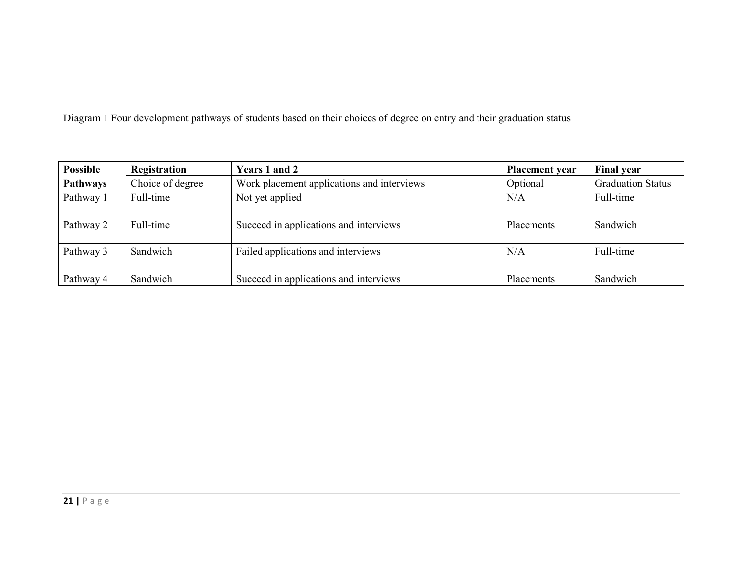Diagram 1 Four development pathways of students based on their choices of degree on entry and their graduation status

| Possible | Registration | Years 1 and 2 | Placement year | Final year |
|---|---|---|---|---|
| Pathways | Choice of degree | Work placement applications and interviews | Optional | Graduation Status |
| Pathway 1 | Full-time | Not yet applied | N/A | Full-time |
| | | | | |
| Pathway 2 | Full-time | Succeed in applications and interviews | Placements | Sandwich |
| | | | | |
| Pathway 3 | Sandwich | Failed applications and interviews | N/A | Full-time |
| | | | | |
| Pathway 4 | Sandwich | Succeed in applications and interviews | Placements | Sandwich |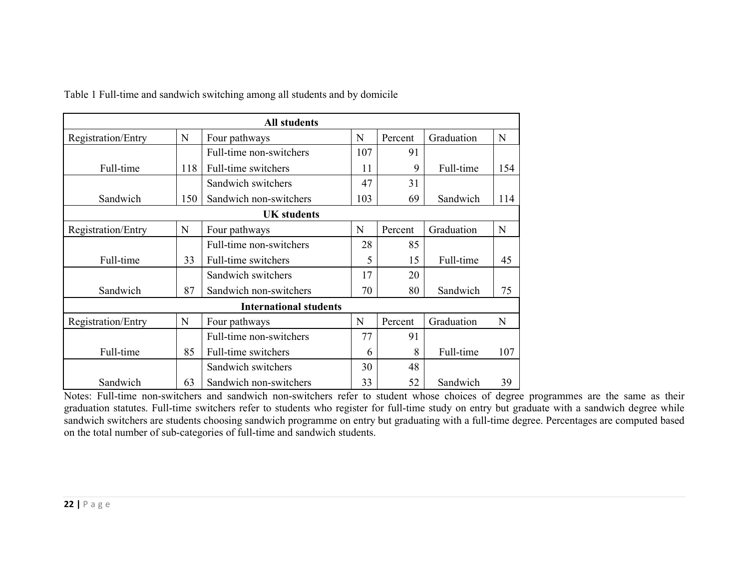Table 1 Full-time and sandwich switching among all students and by domicile

| **All students** | | | | | | |
|---|---|---|---|---|---|---|
| Registration/Entry | N | Four pathways | N | Percent | Graduation | N |
| | | Full-time non-switchers | 107 | 91 | | |
| Full-time | 118 | Full-time switchers | 11 | 9 | Full-time | 154 |
| | | Sandwich switchers | 47 | 31 | | |
| Sandwich | 150 | Sandwich non-switchers | 103 | 69 | Sandwich | 114 |
| **UK students** | | | | | | |
| Registration/Entry | N | Four pathways | N | Percent | Graduation | N |
| | | Full-time non-switchers | 28 | 85 | | |
| Full-time | 33 | Full-time switchers | 5 | 15 | Full-time | 45 |
| | | Sandwich switchers | 17 | 20 | | |
| Sandwich | 87 | Sandwich non-switchers | 70 | 80 | Sandwich | 75 |
| **International students** | | | | | | |
| Registration/Entry | N | Four pathways | N | Percent | Graduation | N |
| | | Full-time non-switchers | 77 | 91 | | |
| Full-time | 85 | Full-time switchers | 6 | 8 | Full-time | 107 |
| | | Sandwich switchers | 30 | 48 | | |
| Sandwich | 63 | Sandwich non-switchers | 33 | 52 | Sandwich | 39 |

Notes: Full-time non-switchers and sandwich non-switchers refer to student whose choices of degree programmes are the same as their graduation statutes. Full-time switchers refer to students who register for full-time study on entry but graduate with a sandwich degree while sandwich switchers are students choosing sandwich programme on entry but graduating with a full-time degree. Percentages are computed based on the total number of sub-categories of full-time and sandwich students.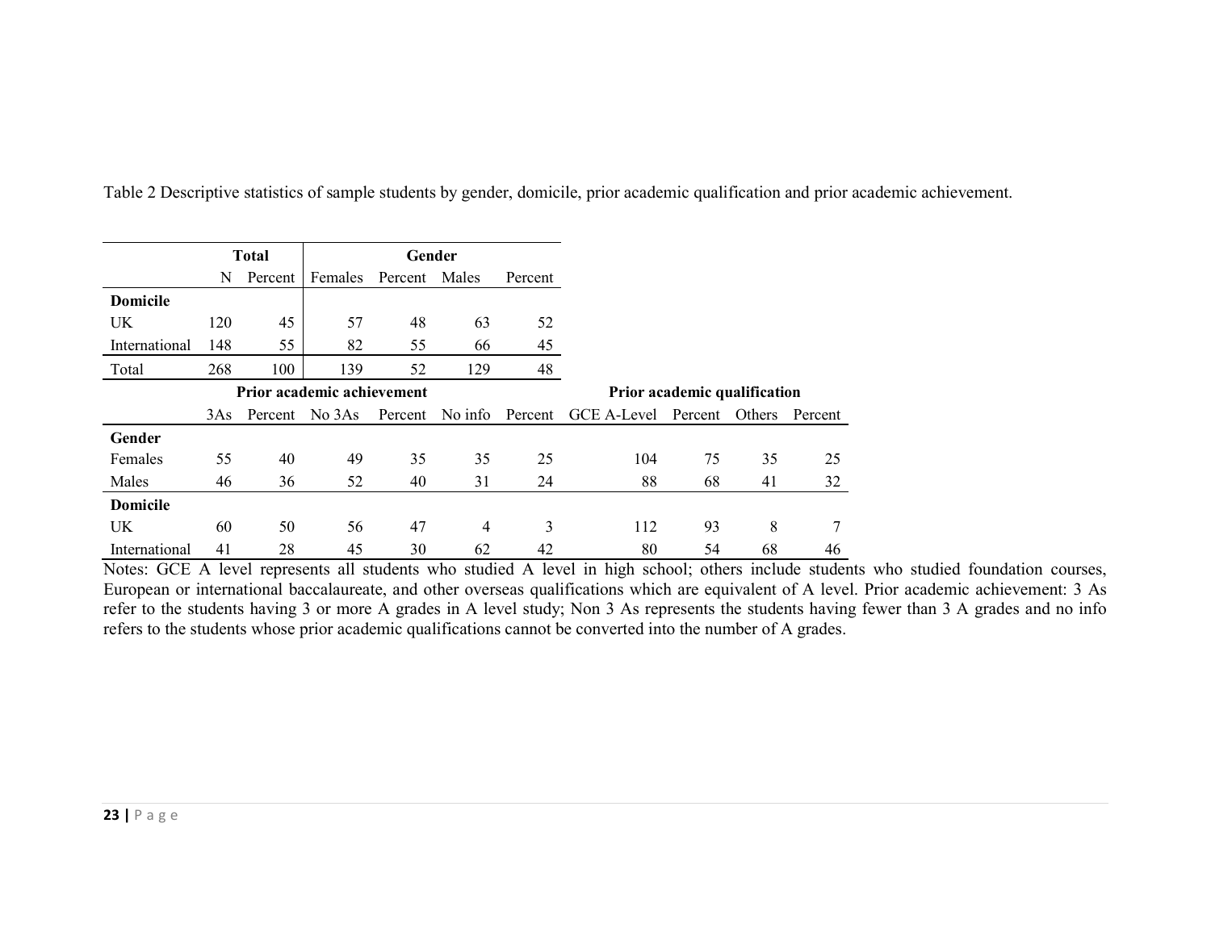Table 2 Descriptive statistics of sample students by gender, domicile, prior academic qualification and prior academic achievement.

| | **Total** | | **Gender** | | | |
|---|---|---|---|---|---|---|
| | N | Percent | Females | Percent | Males | Percent |
| **Domicile** | | | | | | |
| UK | 120 | 45 | 57 | 48 | 63 | 52 |
| International | 148 | 55 | 82 | 55 | 66 | 45 |
| Total | 268 | 100 | 139 | 52 | 129 | 48 |

| | **Prior academic achievement** | | | | | | **Prior academic qualification** | | | |
|---|---|---|---|---|---|---|---|---|---|---|
| | 3As | Percent | No 3As | Percent | No info | Percent | GCE A-Level | Percent | Others | Percent |
| **Gender** | | | | | | | | | | |
| Females | 55 | 40 | 49 | 35 | 35 | 25 | 104 | 75 | 35 | 25 |
| Males | 46 | 36 | 52 | 40 | 31 | 24 | 88 | 68 | 41 | 32 |
| **Domicile** | | | | | | | | | | |
| UK | 60 | 50 | 56 | 47 | 4 | 3 | 112 | 93 | 8 | 7 |
| International | 41 | 28 | 45 | 30 | 62 | 42 | 80 | 54 | 68 | 46 |

Notes: GCE A level represents all students who studied A level in high school; others include students who studied foundation courses, European or international baccalaureate, and other overseas qualifications which are equivalent of A level. Prior academic achievement: 3 As refer to the students having 3 or more A grades in A level study; Non 3 As represents the students having fewer than 3 A grades and no info refers to the students whose prior academic qualifications cannot be converted into the number of A grades.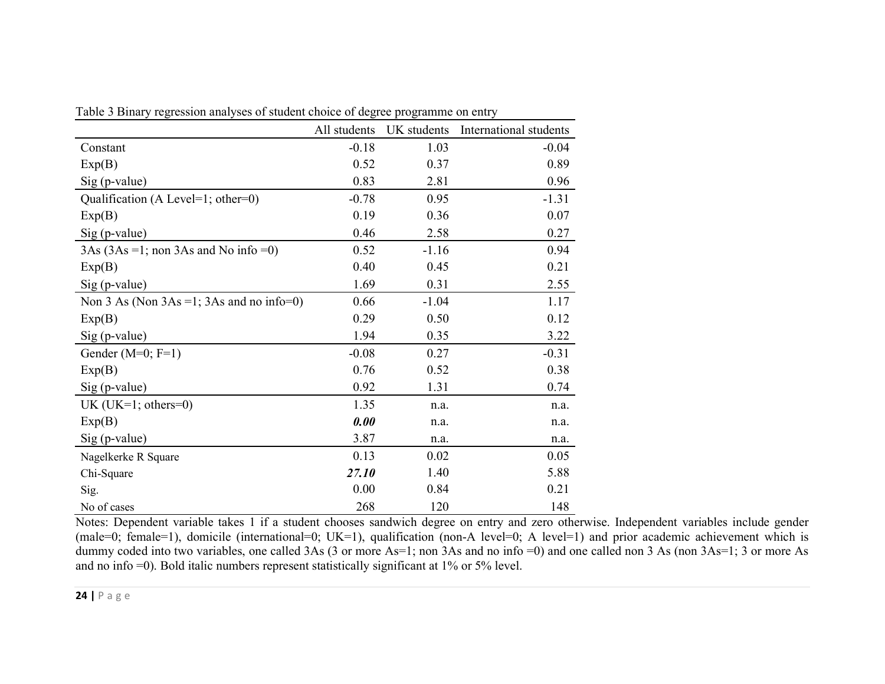Table 3 Binary regression analyses of student choice of degree programme on entry

| | All students | UK students | International students |
|---|---|---|---|
| Constant | -0.18 | 1.03 | -0.04 |
| Exp(B) | 0.52 | 0.37 | 0.89 |
| Sig (p-value) | 0.83 | 2.81 | 0.96 |
| Qualification (A Level=1; other=0) | -0.78 | 0.95 | -1.31 |
| Exp(B) | 0.19 | 0.36 | 0.07 |
| Sig (p-value) | 0.46 | 2.58 | 0.27 |
| 3As (3As =1; non 3As and No info =0) | 0.52 | -1.16 | 0.94 |
| Exp(B) | 0.40 | 0.45 | 0.21 |
| Sig (p-value) | 1.69 | 0.31 | 2.55 |
| Non 3 As (Non 3As =1; 3As and no info=0) | 0.66 | -1.04 | 1.17 |
| Exp(B) | 0.29 | 0.50 | 0.12 |
| Sig (p-value) | 1.94 | 0.35 | 3.22 |
| Gender (M=0; F=1) | -0.08 | 0.27 | -0.31 |
| Exp(B) | 0.76 | 0.52 | 0.38 |
| Sig (p-value) | 0.92 | 1.31 | 0.74 |
| UK (UK=1; others=0) | 1.35 | n.a. | n.a. |
| Exp(B) | ***0.00*** | n.a. | n.a. |
| Sig (p-value) | 3.87 | n.a. | n.a. |
| Nagelkerke R Square | 0.13 | 0.02 | 0.05 |
| Chi-Square | ***27.10*** | 1.40 | 5.88 |
| Sig. | 0.00 | 0.84 | 0.21 |
| No of cases | 268 | 120 | 148 |

Notes: Dependent variable takes 1 if a student chooses sandwich degree on entry and zero otherwise. Independent variables include gender (male=0; female=1), domicile (international=0; UK=1), qualification (non-A level=0; A level=1) and prior academic achievement which is dummy coded into two variables, one called 3As (3 or more As=1; non 3As and no info =0) and one called non 3 As (non 3As=1; 3 or more As and no info =0). Bold italic numbers represent statistically significant at 1% or 5% level.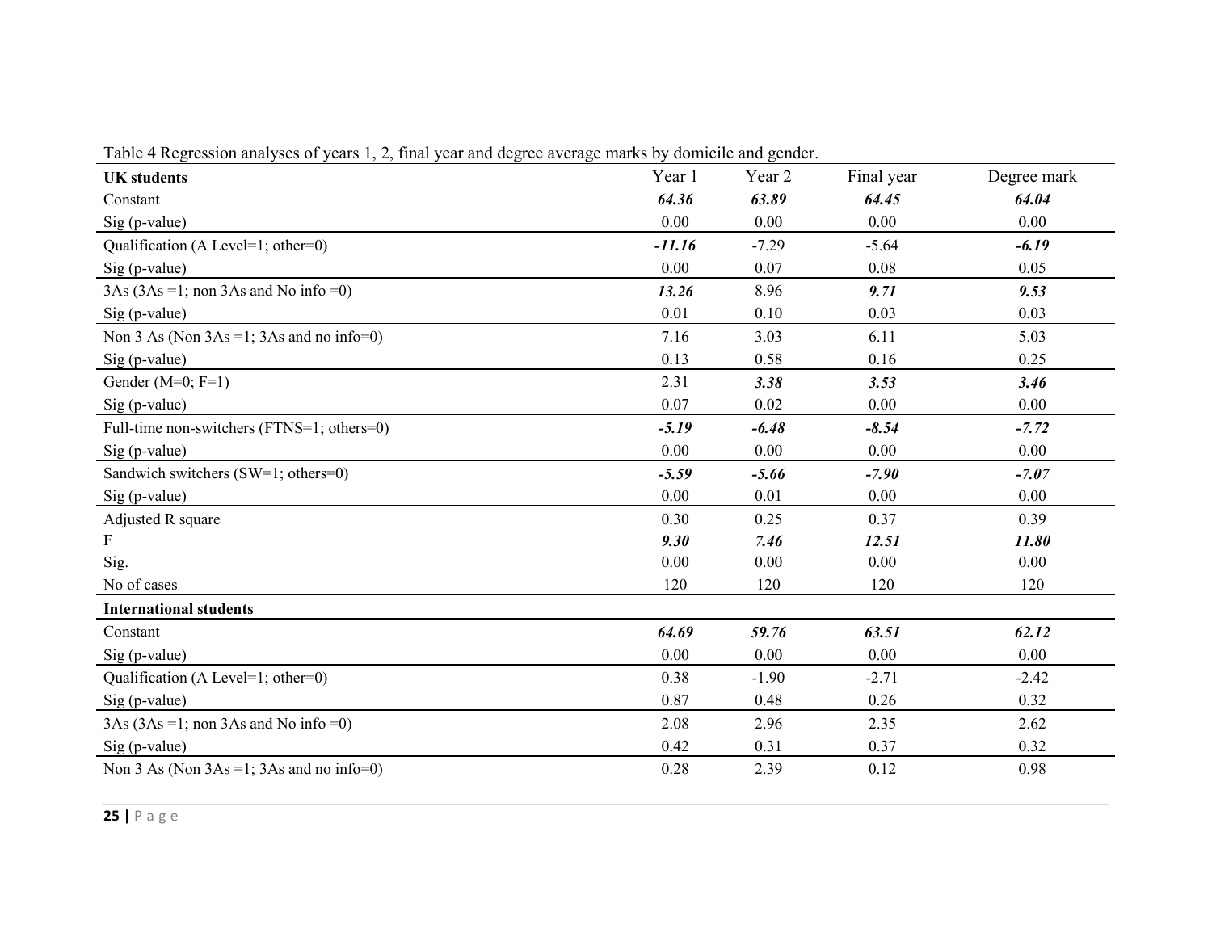Table 4 Regression analyses of years 1, 2, final year and degree average marks by domicile and gender.

| **UK students** | Year 1 | Year 2 | Final year | Degree mark |
|---|---|---|---|---|
| Constant | ***64.36*** | ***63.89*** | ***64.45*** | ***64.04*** |
| Sig (p-value) | 0.00 | 0.00 | 0.00 | 0.00 |
| Qualification (A Level=1; other=0) | ***-11.16*** | -7.29 | -5.64 | ***-6.19*** |
| Sig (p-value) | 0.00 | 0.07 | 0.08 | 0.05 |
| 3As (3As =1; non 3As and No info =0) | ***13.26*** | 8.96 | ***9.71*** | ***9.53*** |
| Sig (p-value) | 0.01 | 0.10 | 0.03 | 0.03 |
| Non 3 As (Non 3As =1; 3As and no info=0) | 7.16 | 3.03 | 6.11 | 5.03 |
| Sig (p-value) | 0.13 | 0.58 | 0.16 | 0.25 |
| Gender (M=0; F=1) | 2.31 | ***3.38*** | ***3.53*** | ***3.46*** |
| Sig (p-value) | 0.07 | 0.02 | 0.00 | 0.00 |
| Full-time non-switchers (FTNS=1; others=0) | ***-5.19*** | ***-6.48*** | ***-8.54*** | ***-7.72*** |
| Sig (p-value) | 0.00 | 0.00 | 0.00 | 0.00 |
| Sandwich switchers (SW=1; others=0) | ***-5.59*** | ***-5.66*** | ***-7.90*** | ***-7.07*** |
| Sig (p-value) | 0.00 | 0.01 | 0.00 | 0.00 |
| Adjusted R square | 0.30 | 0.25 | 0.37 | 0.39 |
| F | ***9.30*** | ***7.46*** | ***12.51*** | ***11.80*** |
| Sig. | 0.00 | 0.00 | 0.00 | 0.00 |
| No of cases | 120 | 120 | 120 | 120 |
| **International students** | | | | |
| Constant | ***64.69*** | ***59.76*** | ***63.51*** | ***62.12*** |
| Sig (p-value) | 0.00 | 0.00 | 0.00 | 0.00 |
| Qualification (A Level=1; other=0) | 0.38 | -1.90 | -2.71 | -2.42 |
| Sig (p-value) | 0.87 | 0.48 | 0.26 | 0.32 |
| 3As (3As =1; non 3As and No info =0) | 2.08 | 2.96 | 2.35 | 2.62 |
| Sig (p-value) | 0.42 | 0.31 | 0.37 | 0.32 |
| Non 3 As (Non 3As =1; 3As and no info=0) | 0.28 | 2.39 | 0.12 | 0.98 |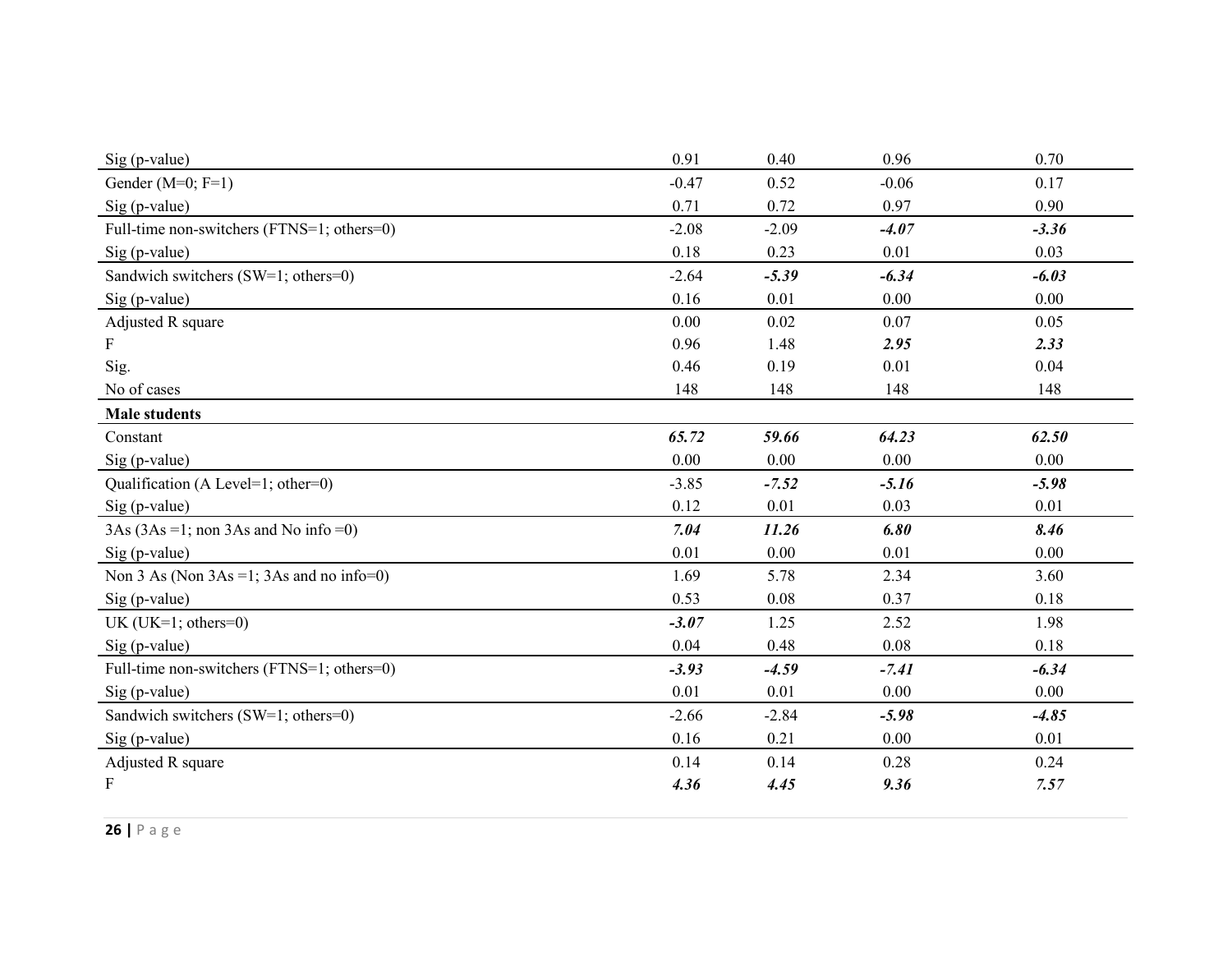| | | | | |
|---|---|---|---|---|
| Sig (p-value) | 0.91 | 0.40 | 0.96 | 0.70 |
| Gender (M=0; F=1) | -0.47 | 0.52 | -0.06 | 0.17 |
| Sig (p-value) | 0.71 | 0.72 | 0.97 | 0.90 |
| Full-time non-switchers (FTNS=1; others=0) | -2.08 | -2.09 | ***-4.07*** | ***-3.36*** |
| Sig (p-value) | 0.18 | 0.23 | 0.01 | 0.03 |
| Sandwich switchers (SW=1; others=0) | -2.64 | ***-5.39*** | ***-6.34*** | ***-6.03*** |
| Sig (p-value) | 0.16 | 0.01 | 0.00 | 0.00 |
| Adjusted R square | 0.00 | 0.02 | 0.07 | 0.05 |
| F | 0.96 | 1.48 | ***2.95*** | ***2.33*** |
| Sig. | 0.46 | 0.19 | 0.01 | 0.04 |
| No of cases | 148 | 148 | 148 | 148 |
| **Male students** | | | | |
| Constant | ***65.72*** | ***59.66*** | ***64.23*** | ***62.50*** |
| Sig (p-value) | 0.00 | 0.00 | 0.00 | 0.00 |
| Qualification (A Level=1; other=0) | -3.85 | ***-7.52*** | ***-5.16*** | ***-5.98*** |
| Sig (p-value) | 0.12 | 0.01 | 0.03 | 0.01 |
| 3As (3As =1; non 3As and No info =0) | ***7.04*** | ***11.26*** | ***6.80*** | ***8.46*** |
| Sig (p-value) | 0.01 | 0.00 | 0.01 | 0.00 |
| Non 3 As (Non 3As =1; 3As and no info=0) | 1.69 | 5.78 | 2.34 | 3.60 |
| Sig (p-value) | 0.53 | 0.08 | 0.37 | 0.18 |
| UK (UK=1; others=0) | ***-3.07*** | 1.25 | 2.52 | 1.98 |
| Sig (p-value) | 0.04 | 0.48 | 0.08 | 0.18 |
| Full-time non-switchers (FTNS=1; others=0) | ***-3.93*** | ***-4.59*** | ***-7.41*** | ***-6.34*** |
| Sig (p-value) | 0.01 | 0.01 | 0.00 | 0.00 |
| Sandwich switchers (SW=1; others=0) | -2.66 | -2.84 | ***-5.98*** | ***-4.85*** |
| Sig (p-value) | 0.16 | 0.21 | 0.00 | 0.01 |
| Adjusted R square | 0.14 | 0.14 | 0.28 | 0.24 |
| F | ***4.36*** | ***4.45*** | ***9.36*** | ***7.57*** |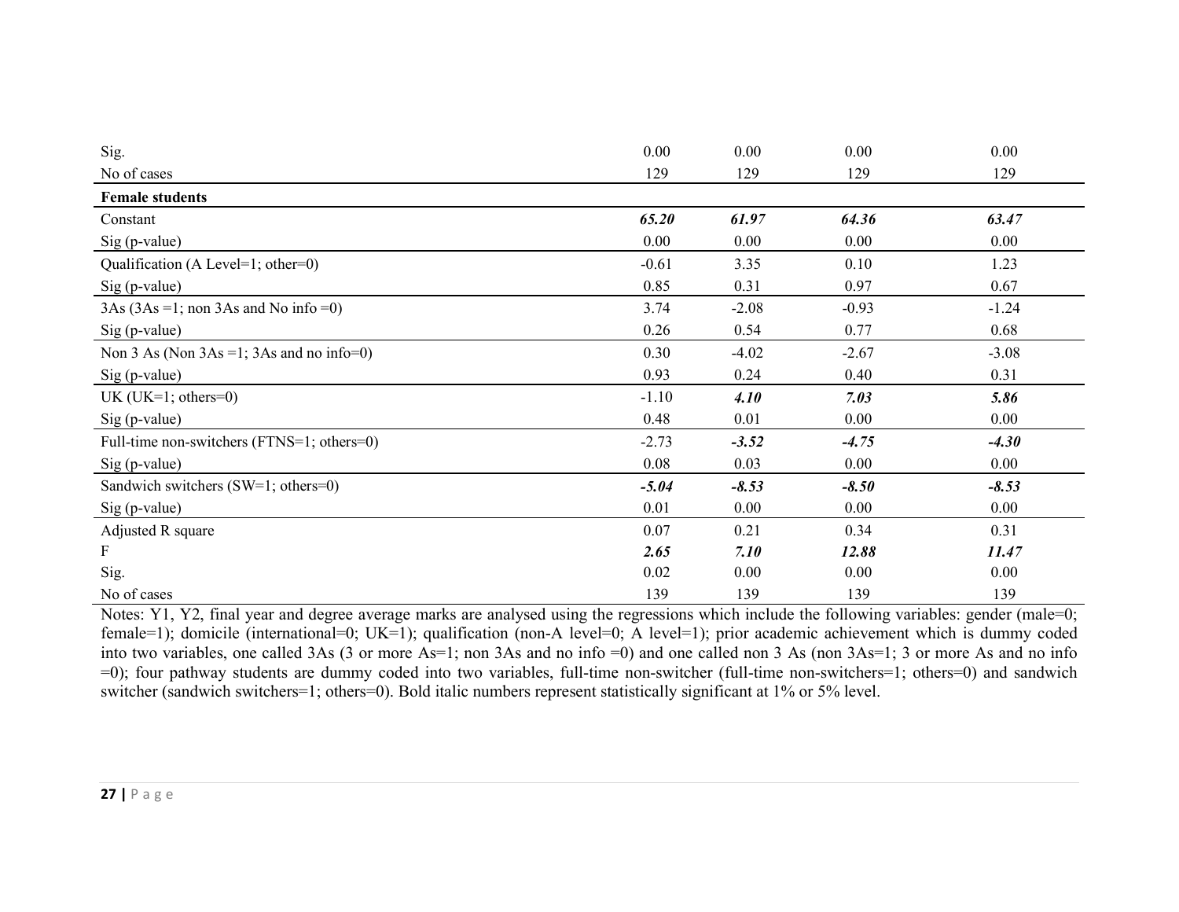| | | | | |
|---|---|---|---|---|
| Sig. | 0.00 | 0.00 | 0.00 | 0.00 |
| No of cases | 129 | 129 | 129 | 129 |
| **Female students** | | | | |
| Constant | ***65.20*** | ***61.97*** | ***64.36*** | ***63.47*** |
| Sig (p-value) | 0.00 | 0.00 | 0.00 | 0.00 |
| Qualification (A Level=1; other=0) | -0.61 | 3.35 | 0.10 | 1.23 |
| Sig (p-value) | 0.85 | 0.31 | 0.97 | 0.67 |
| 3As (3As =1; non 3As and No info =0) | 3.74 | -2.08 | -0.93 | -1.24 |
| Sig (p-value) | 0.26 | 0.54 | 0.77 | 0.68 |
| Non 3 As (Non 3As =1; 3As and no info=0) | 0.30 | -4.02 | -2.67 | -3.08 |
| Sig (p-value) | 0.93 | 0.24 | 0.40 | 0.31 |
| UK (UK=1; others=0) | -1.10 | ***4.10*** | ***7.03*** | ***5.86*** |
| Sig (p-value) | 0.48 | 0.01 | 0.00 | 0.00 |
| Full-time non-switchers (FTNS=1; others=0) | -2.73 | ***-3.52*** | ***-4.75*** | ***-4.30*** |
| Sig (p-value) | 0.08 | 0.03 | 0.00 | 0.00 |
| Sandwich switchers (SW=1; others=0) | ***-5.04*** | ***-8.53*** | ***-8.50*** | ***-8.53*** |
| Sig (p-value) | 0.01 | 0.00 | 0.00 | 0.00 |
| Adjusted R square | 0.07 | 0.21 | 0.34 | 0.31 |
| F | ***2.65*** | ***7.10*** | ***12.88*** | ***11.47*** |
| Sig. | 0.02 | 0.00 | 0.00 | 0.00 |
| No of cases | 139 | 139 | 139 | 139 |

Notes: Y1, Y2, final year and degree average marks are analysed using the regressions which include the following variables: gender (male=0; female=1); domicile (international=0; UK=1); qualification (non-A level=0; A level=1); prior academic achievement which is dummy coded into two variables, one called 3As (3 or more As=1; non 3As and no info =0) and one called non 3 As (non 3As=1; 3 or more As and no info =0); four pathway students are dummy coded into two variables, full-time non-switcher (full-time non-switchers=1; others=0) and sandwich switcher (sandwich switchers=1; others=0). Bold italic numbers represent statistically significant at 1% or 5% level.